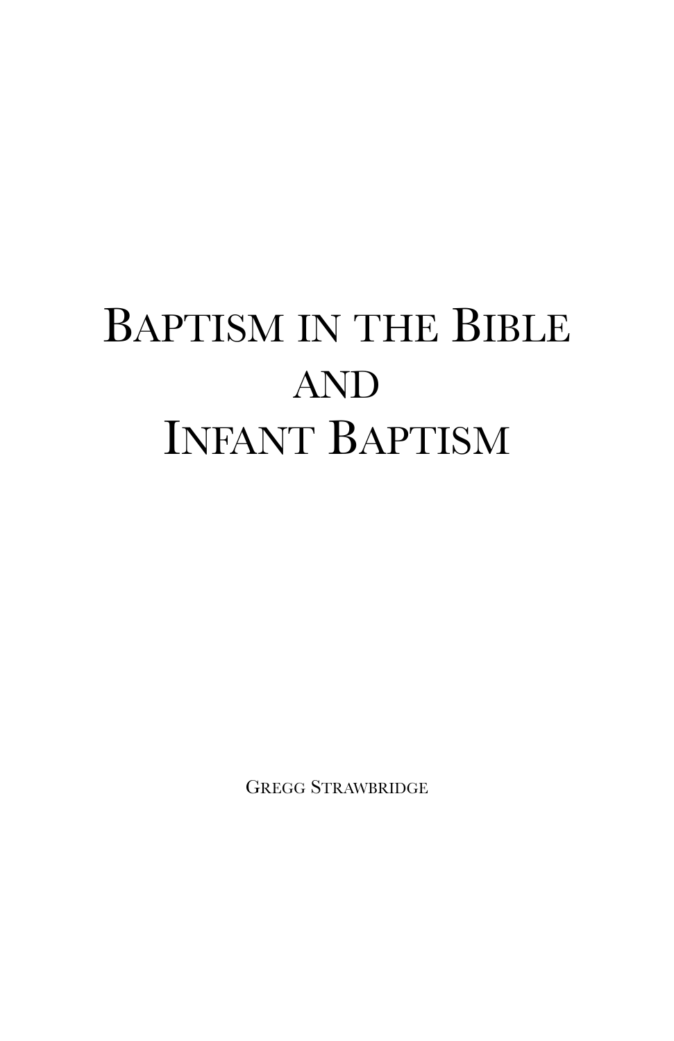# Baptism in the Bible and Infant Baptism

Gregg Strawbridge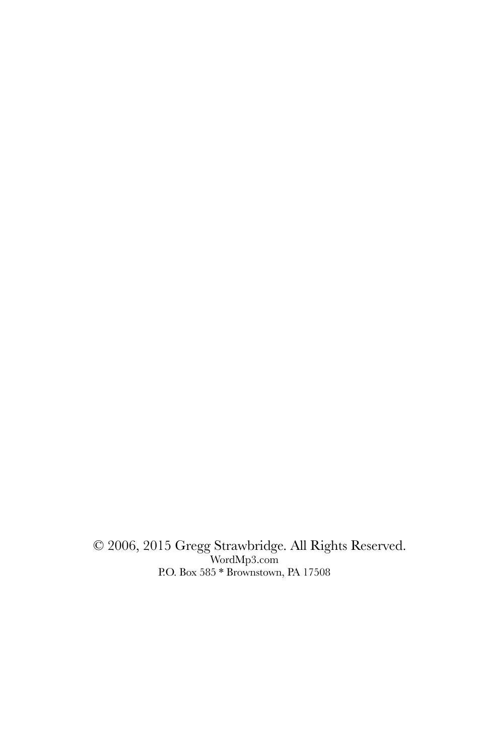© 2006, 2015 Gregg Strawbridge. All Rights Reserved.  
WordMp3.com  
P.O. Box 585 * Brownstown, PA 17508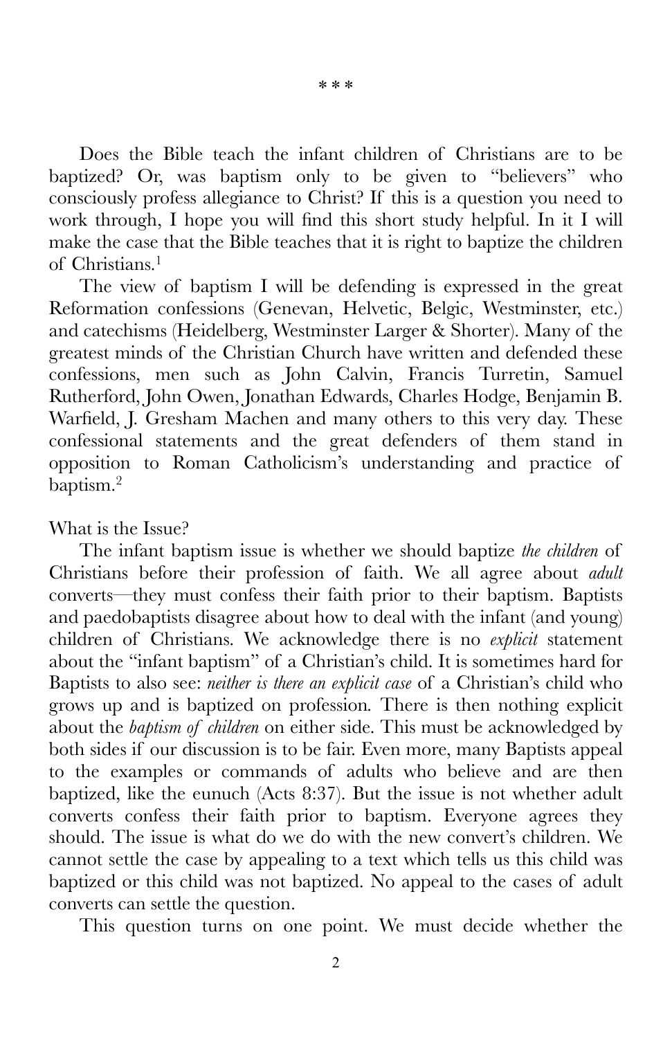\* \* \*

Does the Bible teach the infant children of Christians are to be baptized? Or, was baptism only to be given to "believers" who consciously profess allegiance to Christ? If this is a question you need to work through, I hope you will find this short study helpful. In it I will make the case that the Bible teaches that it is right to baptize the children of Christians.[1]

The view of baptism I will be defending is expressed in the great Reformation confessions (Genevan, Helvetic, Belgic, Westminster, etc.) and catechisms (Heidelberg, Westminster Larger & Shorter). Many of the greatest minds of the Christian Church have written and defended these confessions, men such as John Calvin, Francis Turretin, Samuel Rutherford, John Owen, Jonathan Edwards, Charles Hodge, Benjamin B. Warfield, J. Gresham Machen and many others to this very day. These confessional statements and the great defenders of them stand in opposition to Roman Catholicism's understanding and practice of baptism.[2]

## What is the Issue?

The infant baptism issue is whether we should baptize *the children* of Christians before their profession of faith. We all agree about *adult* converts—they must confess their faith prior to their baptism. Baptists and paedobaptists disagree about how to deal with the infant (and young) children of Christians. We acknowledge there is no *explicit* statement about the "infant baptism" of a Christian's child. It is sometimes hard for Baptists to also see: *neither is there an explicit case* of a Christian's child who grows up and is baptized on profession. There is then nothing explicit about the *baptism of children* on either side. This must be acknowledged by both sides if our discussion is to be fair. Even more, many Baptists appeal to the examples or commands of adults who believe and are then baptized, like the eunuch (Acts 8:37). But the issue is not whether adult converts confess their faith prior to baptism. Everyone agrees they should. The issue is what do we do with the new convert's children. We cannot settle the case by appealing to a text which tells us this child was baptized or this child was not baptized. No appeal to the cases of adult converts can settle the question.

This question turns on one point. We must decide whether the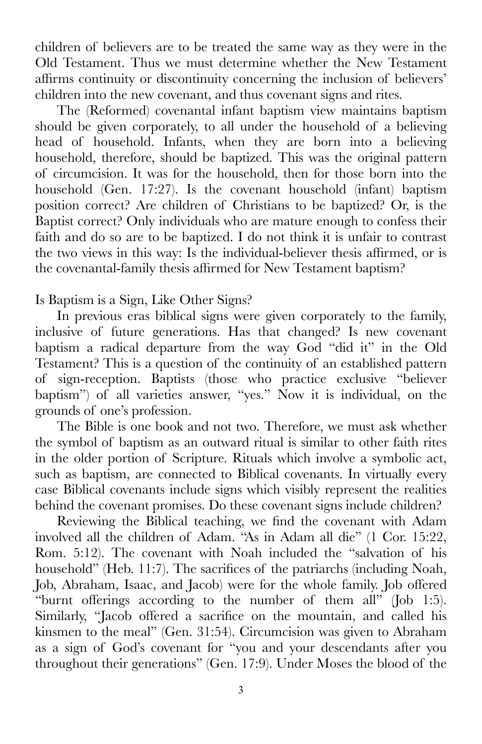children of believers are to be treated the same way as they were in the Old Testament. Thus we must determine whether the New Testament affirms continuity or discontinuity concerning the inclusion of believers' children into the new covenant, and thus covenant signs and rites.

The (Reformed) covenantal infant baptism view maintains baptism should be given corporately, to all under the household of a believing head of household. Infants, when they are born into a believing household, therefore, should be baptized. This was the original pattern of circumcision. It was for the household, then for those born into the household (Gen. 17:27). Is the covenant household (infant) baptism position correct? Are children of Christians to be baptized? Or, is the Baptist correct? Only individuals who are mature enough to confess their faith and do so are to be baptized. I do not think it is unfair to contrast the two views in this way: Is the individual-believer thesis affirmed, or is the covenantal-family thesis affirmed for New Testament baptism?

## Is Baptism is a Sign, Like Other Signs?

In previous eras biblical signs were given corporately to the family, inclusive of future generations. Has that changed? Is new covenant baptism a radical departure from the way God "did it" in the Old Testament? This is a question of the continuity of an established pattern of sign-reception. Baptists (those who practice exclusive "believer baptism") of all varieties answer, "yes." Now it is individual, on the grounds of one's profession.

The Bible is one book and not two. Therefore, we must ask whether the symbol of baptism as an outward ritual is similar to other faith rites in the older portion of Scripture. Rituals which involve a symbolic act, such as baptism, are connected to Biblical covenants. In virtually every case Biblical covenants include signs which visibly represent the realities behind the covenant promises. Do these covenant signs include children?

Reviewing the Biblical teaching, we find the covenant with Adam involved all the children of Adam. "As in Adam all die" (1 Cor. 15:22, Rom. 5:12). The covenant with Noah included the "salvation of his household" (Heb. 11:7). The sacrifices of the patriarchs (including Noah, Job, Abraham, Isaac, and Jacob) were for the whole family. Job offered "burnt offerings according to the number of them all" (Job 1:5). Similarly, "Jacob offered a sacrifice on the mountain, and called his kinsmen to the meal" (Gen. 31:54). Circumcision was given to Abraham as a sign of God's covenant for "you and your descendants after you throughout their generations" (Gen. 17:9). Under Moses the blood of the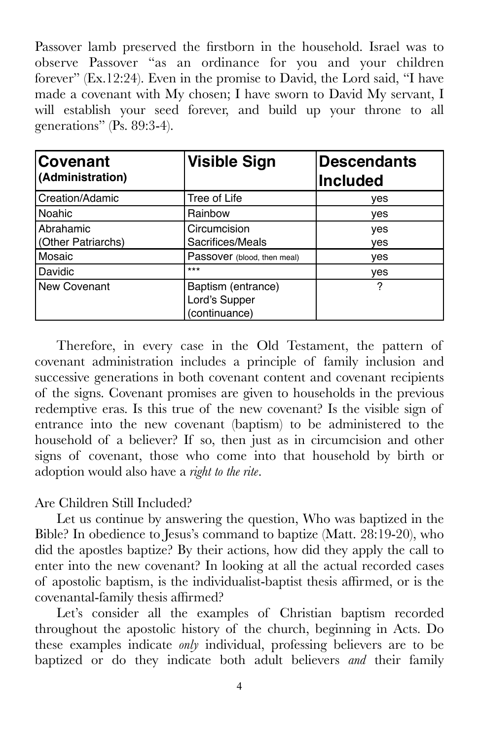Passover lamb preserved the firstborn in the household. Israel was to observe Passover "as an ordinance for you and your children forever" (Ex.12:24). Even in the promise to David, the Lord said, "I have made a covenant with My chosen; I have sworn to David My servant, I will establish your seed forever, and build up your throne to all generations" (Ps. 89:3-4).

| **Covenant (Administration)** | **Visible Sign** | **Descendants Included** |
|---|---|---|
| Creation/Adamic | Tree of Life | yes |
| Noahic | Rainbow | yes |
| Abrahamic<br>(Other Patriarchs) | Circumcision<br>Sacrifices/Meals | yes<br>yes |
| Mosaic | Passover (blood, then meal) | yes |
| Davidic | *** | yes |
| New Covenant | Baptism (entrance)<br>Lord's Supper (continuance) | ? |

Therefore, in every case in the Old Testament, the pattern of covenant administration includes a principle of family inclusion and successive generations in both covenant content and covenant recipients of the signs. Covenant promises are given to households in the previous redemptive eras. Is this true of the new covenant? Is the visible sign of entrance into the new covenant (baptism) to be administered to the household of a believer? If so, then just as in circumcision and other signs of covenant, those who come into that household by birth or adoption would also have a *right to the rite*.

### Are Children Still Included?

Let us continue by answering the question, Who was baptized in the Bible? In obedience to Jesus's command to baptize (Matt. 28:19-20), who did the apostles baptize? By their actions, how did they apply the call to enter into the new covenant? In looking at all the actual recorded cases of apostolic baptism, is the individualist-baptist thesis affirmed, or is the covenantal-family thesis affirmed?

Let's consider all the examples of Christian baptism recorded throughout the apostolic history of the church, beginning in Acts. Do these examples indicate *only* individual, professing believers are to be baptized or do they indicate both adult believers *and* their family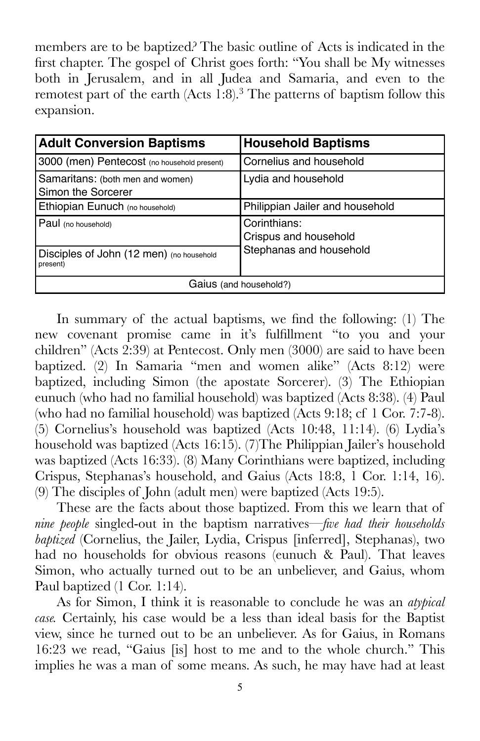members are to be baptized? The basic outline of Acts is indicated in the first chapter. The gospel of Christ goes forth: "You shall be My witnesses both in Jerusalem, and in all Judea and Samaria, and even to the remotest part of the earth (Acts 1:8).[3] The patterns of baptism follow this expansion.

| Adult Conversion Baptisms | Household Baptisms |
|---|---|
| 3000 (men) Pentecost (no household present) | Cornelius and household |
| Samaritans: (both men and women) Simon the Sorcerer | Lydia and household |
| Ethiopian Eunuch (no household) | Philippian Jailer and household |
| Paul (no household) | Corinthians: Crispus and household Stephanas and household |
| Disciples of John (12 men) (no household present) | |
| Gaius (and household?) | |

In summary of the actual baptisms, we find the following: (1) The new covenant promise came in it's fulfillment "to you and your children" (Acts 2:39) at Pentecost. Only men (3000) are said to have been baptized. (2) In Samaria "men and women alike" (Acts 8:12) were baptized, including Simon (the apostate Sorcerer). (3) The Ethiopian eunuch (who had no familial household) was baptized (Acts 8:38). (4) Paul (who had no familial household) was baptized (Acts 9:18; cf 1 Cor. 7:7-8). (5) Cornelius's household was baptized (Acts 10:48, 11:14). (6) Lydia's household was baptized (Acts 16:15). (7)The Philippian Jailer's household was baptized (Acts 16:33). (8) Many Corinthians were baptized, including Crispus, Stephanas's household, and Gaius (Acts 18:8, 1 Cor. 1:14, 16). (9) The disciples of John (adult men) were baptized (Acts 19:5).

These are the facts about those baptized. From this we learn that of *nine people* singled-out in the baptism narratives—*five had their households baptized* (Cornelius, the Jailer, Lydia, Crispus [inferred], Stephanas), two had no households for obvious reasons (eunuch & Paul). That leaves Simon, who actually turned out to be an unbeliever, and Gaius, whom Paul baptized (1 Cor. 1:14).

As for Simon, I think it is reasonable to conclude he was an *atypical case.* Certainly, his case would be a less than ideal basis for the Baptist view, since he turned out to be an unbeliever. As for Gaius, in Romans 16:23 we read, "Gaius [is] host to me and to the whole church." This implies he was a man of some means. As such, he may have had at least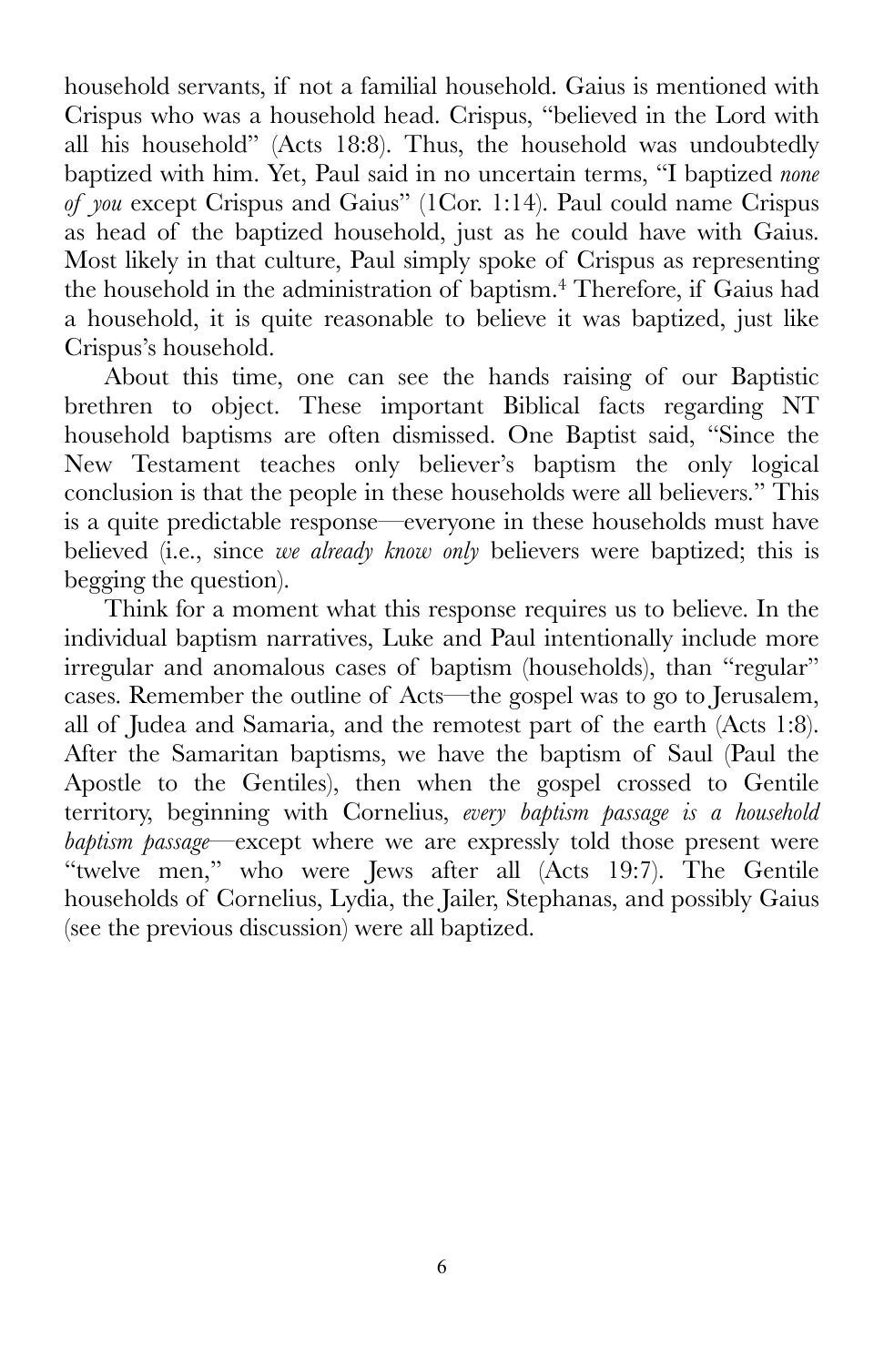household servants, if not a familial household. Gaius is mentioned with Crispus who was a household head. Crispus, "believed in the Lord with all his household" (Acts 18:8). Thus, the household was undoubtedly baptized with him. Yet, Paul said in no uncertain terms, "I baptized *none of you* except Crispus and Gaius" (1Cor. 1:14). Paul could name Crispus as head of the baptized household, just as he could have with Gaius. Most likely in that culture, Paul simply spoke of Crispus as representing the household in the administration of baptism.[4] Therefore, if Gaius had a household, it is quite reasonable to believe it was baptized, just like Crispus's household.

About this time, one can see the hands raising of our Baptistic brethren to object. These important Biblical facts regarding NT household baptisms are often dismissed. One Baptist said, "Since the New Testament teaches only believer's baptism the only logical conclusion is that the people in these households were all believers." This is a quite predictable response—everyone in these households must have believed (i.e., since *we already know only* believers were baptized; this is begging the question).

Think for a moment what this response requires us to believe. In the individual baptism narratives, Luke and Paul intentionally include more irregular and anomalous cases of baptism (households), than "regular" cases. Remember the outline of Acts—the gospel was to go to Jerusalem, all of Judea and Samaria, and the remotest part of the earth (Acts 1:8). After the Samaritan baptisms, we have the baptism of Saul (Paul the Apostle to the Gentiles), then when the gospel crossed to Gentile territory, beginning with Cornelius, *every baptism passage is a household baptism passage*—except where we are expressly told those present were "twelve men," who were Jews after all (Acts 19:7). The Gentile households of Cornelius, Lydia, the Jailer, Stephanas, and possibly Gaius (see the previous discussion) were all baptized.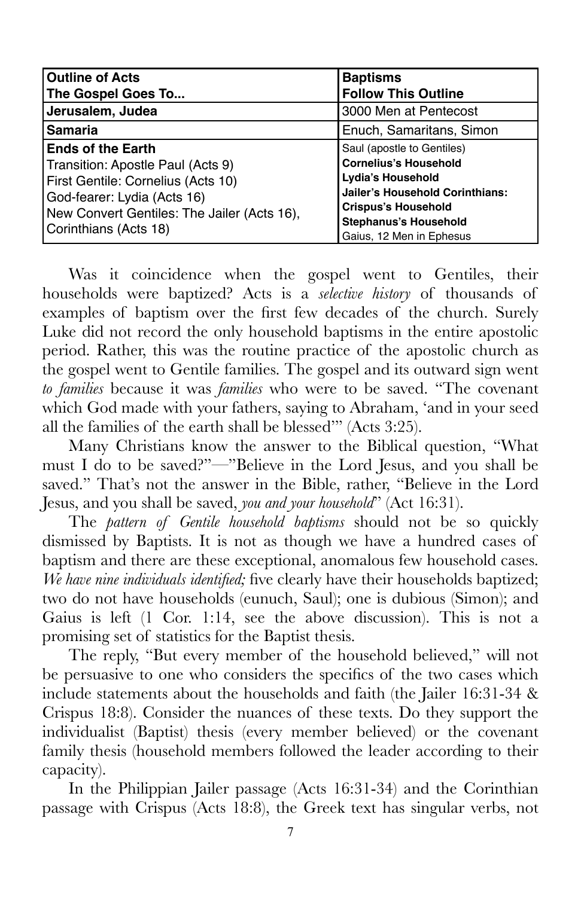| **Outline of Acts**<br>**The Gospel Goes To...** | **Baptisms**<br>**Follow This Outline** |
|---|---|
| **Jerusalem, Judea** | 3000 Men at Pentecost |
| **Samaria** | Enuch, Samaritans, Simon |
| **Ends of the Earth**<br>Transition: Apostle Paul (Acts 9)<br>First Gentile: Cornelius (Acts 10)<br>God-fearer: Lydia (Acts 16)<br>New Convert Gentiles: The Jailer (Acts 16), Corinthians (Acts 18) | Saul (apostle to Gentiles)<br>**Cornelius's Household**<br>**Lydia's Household**<br>**Jailer's Household Corinthians:**<br>**Crispus's Household**<br>**Stephanus's Household**<br>Gaius, 12 Men in Ephesus |

Was it coincidence when the gospel went to Gentiles, their households were baptized? Acts is a *selective history* of thousands of examples of baptism over the first few decades of the church. Surely Luke did not record the only household baptisms in the entire apostolic period. Rather, this was the routine practice of the apostolic church as the gospel went to Gentile families. The gospel and its outward sign went *to families* because it was *families* who were to be saved. "The covenant which God made with your fathers, saying to Abraham, 'and in your seed all the families of the earth shall be blessed'" (Acts 3:25).

Many Christians know the answer to the Biblical question, "What must I do to be saved?"—"Believe in the Lord Jesus, and you shall be saved." That's not the answer in the Bible, rather, "Believe in the Lord Jesus, and you shall be saved, *you and your household*" (Act 16:31).

The *pattern of Gentile household baptisms* should not be so quickly dismissed by Baptists. It is not as though we have a hundred cases of baptism and there are these exceptional, anomalous few household cases. *We have nine individuals identified;* five clearly have their households baptized; two do not have households (eunuch, Saul); one is dubious (Simon); and Gaius is left (1 Cor. 1:14, see the above discussion). This is not a promising set of statistics for the Baptist thesis.

The reply, "But every member of the household believed," will not be persuasive to one who considers the specifics of the two cases which include statements about the households and faith (the Jailer 16:31-34 & Crispus 18:8). Consider the nuances of these texts. Do they support the individualist (Baptist) thesis (every member believed) or the covenant family thesis (household members followed the leader according to their capacity).

In the Philippian Jailer passage (Acts 16:31-34) and the Corinthian passage with Crispus (Acts 18:8), the Greek text has singular verbs, not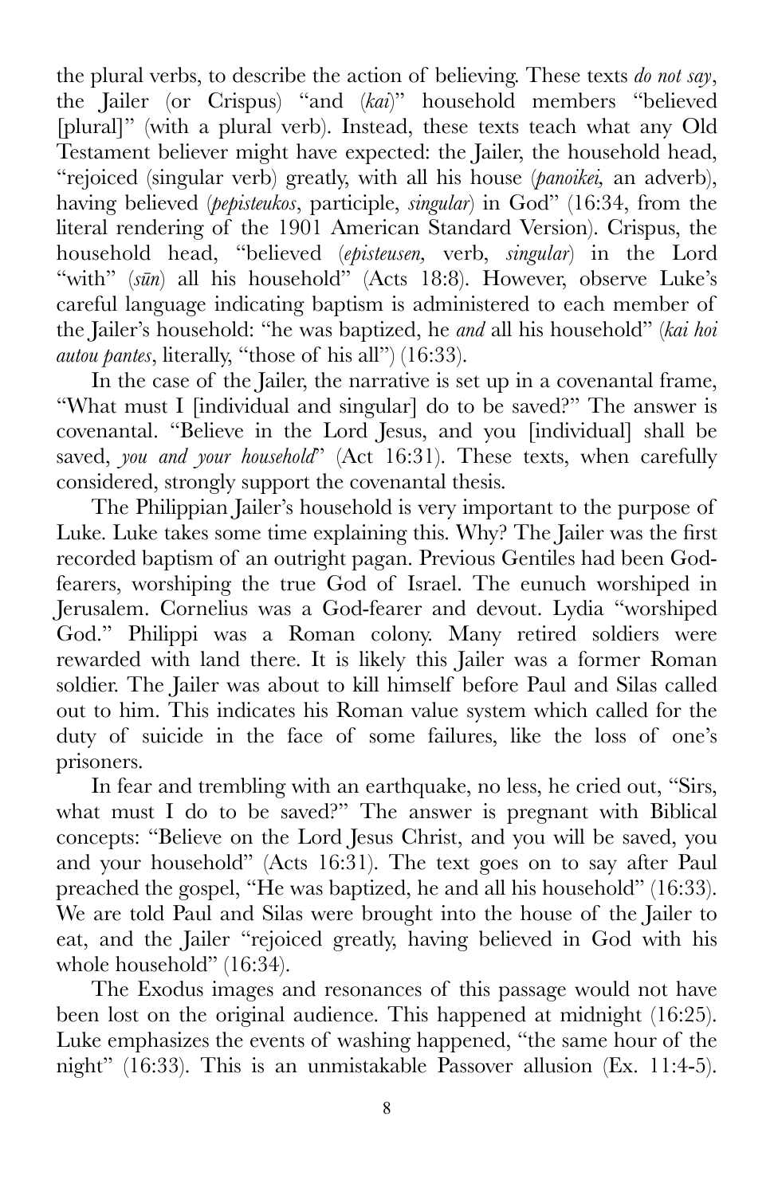the plural verbs, to describe the action of believing. These texts *do not say*, the Jailer (or Crispus) "and (*kai*)" household members "believed [plural]" (with a plural verb). Instead, these texts teach what any Old Testament believer might have expected: the Jailer, the household head, "rejoiced (singular verb) greatly, with all his house (*panoikei,* an adverb), having believed (*pepisteukos*, participle, *singular*) in God" (16:34, from the literal rendering of the 1901 American Standard Version). Crispus, the household head, "believed (*episteusen,* verb, *singular*) in the Lord "with" (*sūn*) all his household" (Acts 18:8). However, observe Luke's careful language indicating baptism is administered to each member of the Jailer's household: "he was baptized, he *and* all his household" (*kai hoi autou pantes*, literally, "those of his all") (16:33).

In the case of the Jailer, the narrative is set up in a covenantal frame, "What must I [individual and singular] do to be saved?" The answer is covenantal. "Believe in the Lord Jesus, and you [individual] shall be saved, *you and your household*" (Act 16:31). These texts, when carefully considered, strongly support the covenantal thesis.

The Philippian Jailer's household is very important to the purpose of Luke. Luke takes some time explaining this. Why? The Jailer was the first recorded baptism of an outright pagan. Previous Gentiles had been God-fearers, worshiping the true God of Israel. The eunuch worshiped in Jerusalem. Cornelius was a God-fearer and devout. Lydia "worshiped God." Philippi was a Roman colony. Many retired soldiers were rewarded with land there. It is likely this Jailer was a former Roman soldier. The Jailer was about to kill himself before Paul and Silas called out to him. This indicates his Roman value system which called for the duty of suicide in the face of some failures, like the loss of one's prisoners.

In fear and trembling with an earthquake, no less, he cried out, "Sirs, what must I do to be saved?" The answer is pregnant with Biblical concepts: "Believe on the Lord Jesus Christ, and you will be saved, you and your household" (Acts 16:31). The text goes on to say after Paul preached the gospel, "He was baptized, he and all his household" (16:33). We are told Paul and Silas were brought into the house of the Jailer to eat, and the Jailer "rejoiced greatly, having believed in God with his whole household" (16:34).

The Exodus images and resonances of this passage would not have been lost on the original audience. This happened at midnight (16:25). Luke emphasizes the events of washing happened, "the same hour of the night" (16:33). This is an unmistakable Passover allusion (Ex. 11:4-5).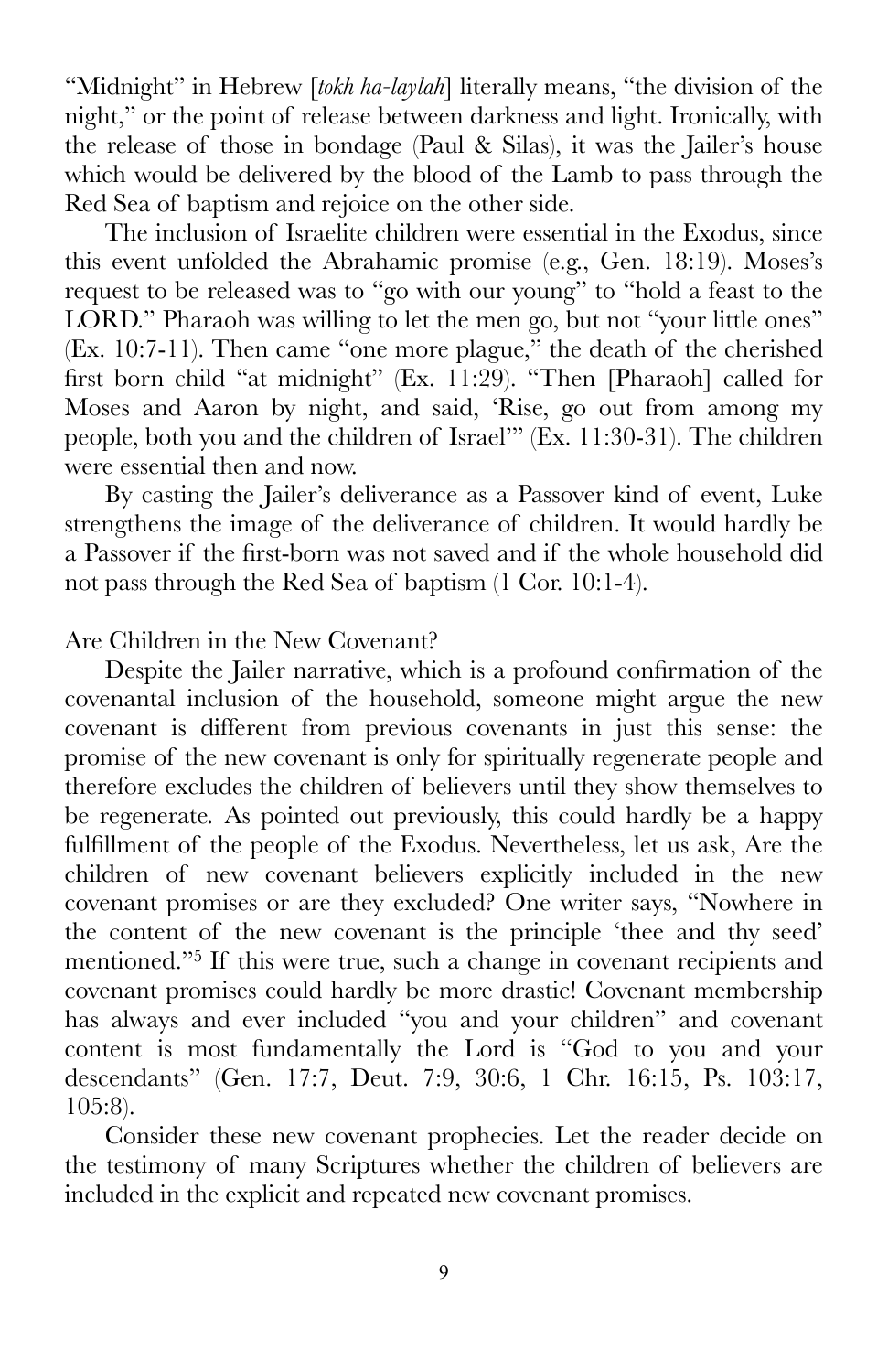"Midnight" in Hebrew [*tokh ha-laylah*] literally means, "the division of the night," or the point of release between darkness and light. Ironically, with the release of those in bondage (Paul & Silas), it was the Jailer's house which would be delivered by the blood of the Lamb to pass through the Red Sea of baptism and rejoice on the other side.

The inclusion of Israelite children were essential in the Exodus, since this event unfolded the Abrahamic promise (e.g., Gen. 18:19). Moses's request to be released was to "go with our young" to "hold a feast to the LORD." Pharaoh was willing to let the men go, but not "your little ones" (Ex. 10:7-11). Then came "one more plague," the death of the cherished first born child "at midnight" (Ex. 11:29). "Then [Pharaoh] called for Moses and Aaron by night, and said, 'Rise, go out from among my people, both you and the children of Israel'" (Ex. 11:30-31). The children were essential then and now.

By casting the Jailer's deliverance as a Passover kind of event, Luke strengthens the image of the deliverance of children. It would hardly be a Passover if the first-born was not saved and if the whole household did not pass through the Red Sea of baptism (1 Cor. 10:1-4).

## Are Children in the New Covenant?

Despite the Jailer narrative, which is a profound confirmation of the covenantal inclusion of the household, someone might argue the new covenant is different from previous covenants in just this sense: the promise of the new covenant is only for spiritually regenerate people and therefore excludes the children of believers until they show themselves to be regenerate. As pointed out previously, this could hardly be a happy fulfillment of the people of the Exodus. Nevertheless, let us ask, Are the children of new covenant believers explicitly included in the new covenant promises or are they excluded? One writer says, "Nowhere in the content of the new covenant is the principle 'thee and thy seed' mentioned."[5] If this were true, such a change in covenant recipients and covenant promises could hardly be more drastic! Covenant membership has always and ever included "you and your children" and covenant content is most fundamentally the Lord is "God to you and your descendants" (Gen. 17:7, Deut. 7:9, 30:6, 1 Chr. 16:15, Ps. 103:17, 105:8).

Consider these new covenant prophecies. Let the reader decide on the testimony of many Scriptures whether the children of believers are included in the explicit and repeated new covenant promises.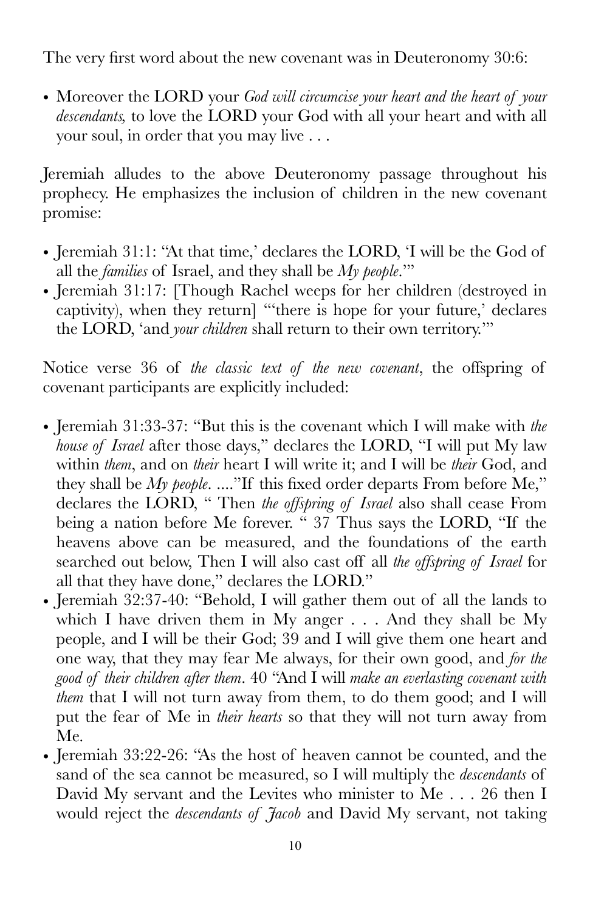The very first word about the new covenant was in Deuteronomy 30:6:

- Moreover the LORD your *God will circumcise your heart and the heart of your descendants,* to love the LORD your God with all your heart and with all your soul, in order that you may live . . .

Jeremiah alludes to the above Deuteronomy passage throughout his prophecy. He emphasizes the inclusion of children in the new covenant promise:

- Jeremiah 31:1: "At that time,' declares the LORD, 'I will be the God of all the *families* of Israel, and they shall be *My people*.'"
- Jeremiah 31:17: [Though Rachel weeps for her children (destroyed in captivity), when they return] "'there is hope for your future,' declares the LORD, 'and *your children* shall return to their own territory.'"

Notice verse 36 of *the classic text of the new covenant*, the offspring of covenant participants are explicitly included:

- Jeremiah 31:33-37: "But this is the covenant which I will make with *the house of Israel* after those days," declares the LORD, "I will put My law within *them*, and on *their* heart I will write it; and I will be *their* God, and they shall be *My people*. ...."If this fixed order departs From before Me," declares the LORD, " Then *the offspring of Israel* also shall cease From being a nation before Me forever. " 37 Thus says the LORD, "If the heavens above can be measured, and the foundations of the earth searched out below, Then I will also cast off all *the offspring of Israel* for all that they have done," declares the LORD."
- Jeremiah 32:37-40: "Behold, I will gather them out of all the lands to which I have driven them in My anger . . . And they shall be My people, and I will be their God; 39 and I will give them one heart and one way, that they may fear Me always, for their own good, and *for the good of their children after them*. 40 "And I will *make an everlasting covenant with them* that I will not turn away from them, to do them good; and I will put the fear of Me in *their hearts* so that they will not turn away from Me.
- Jeremiah 33:22-26: "As the host of heaven cannot be counted, and the sand of the sea cannot be measured, so I will multiply the *descendants* of David My servant and the Levites who minister to Me . . . 26 then I would reject the *descendants of Jacob* and David My servant, not taking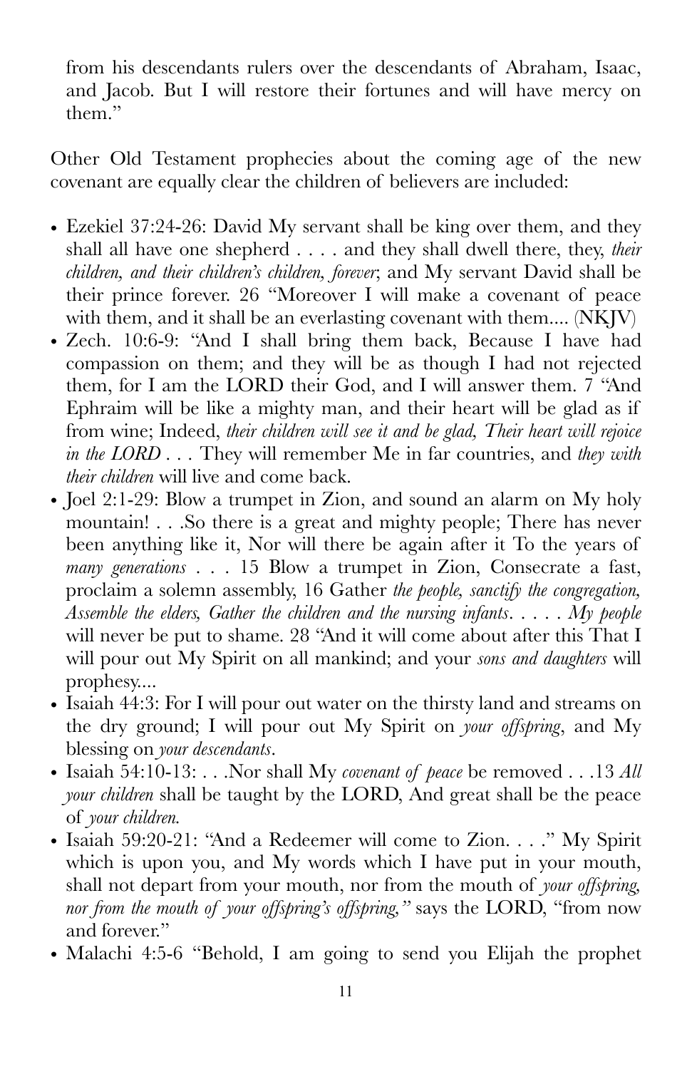from his descendants rulers over the descendants of Abraham, Isaac, and Jacob. But I will restore their fortunes and will have mercy on them."

Other Old Testament prophecies about the coming age of the new covenant are equally clear the children of believers are included:

- Ezekiel 37:24-26: David My servant shall be king over them, and they shall all have one shepherd . . . . and they shall dwell there, they, *their children, and their children's children, forever*; and My servant David shall be their prince forever. 26 "Moreover I will make a covenant of peace with them, and it shall be an everlasting covenant with them.... (NKJV)
- Zech. 10:6-9: "And I shall bring them back, Because I have had compassion on them; and they will be as though I had not rejected them, for I am the LORD their God, and I will answer them. 7 "And Ephraim will be like a mighty man, and their heart will be glad as if from wine; Indeed, *their children will see it and be glad, Their heart will rejoice in the LORD* . . . They will remember Me in far countries, and *they with their children* will live and come back.
- Joel 2:1-29: Blow a trumpet in Zion, and sound an alarm on My holy mountain! . . .So there is a great and mighty people; There has never been anything like it, Nor will there be again after it To the years of *many generations* . . . 15 Blow a trumpet in Zion, Consecrate a fast, proclaim a solemn assembly, 16 Gather *the people, sanctify the congregation, Assemble the elders, Gather the children and the nursing infants*. . . . . *My people* will never be put to shame. 28 "And it will come about after this That I will pour out My Spirit on all mankind; and your *sons and daughters* will prophesy....
- Isaiah 44:3: For I will pour out water on the thirsty land and streams on the dry ground; I will pour out My Spirit on *your offspring*, and My blessing on *your descendants*.
- Isaiah 54:10-13: . . .Nor shall My *covenant of peace* be removed . . .13 *All your children* shall be taught by the LORD, And great shall be the peace of *your children.*
- Isaiah 59:20-21: "And a Redeemer will come to Zion. . . ." My Spirit which is upon you, and My words which I have put in your mouth, shall not depart from your mouth, nor from the mouth of *your offspring, nor from the mouth of your offspring's offspring,"* says the LORD, "from now and forever."
- Malachi 4:5-6 "Behold, I am going to send you Elijah the prophet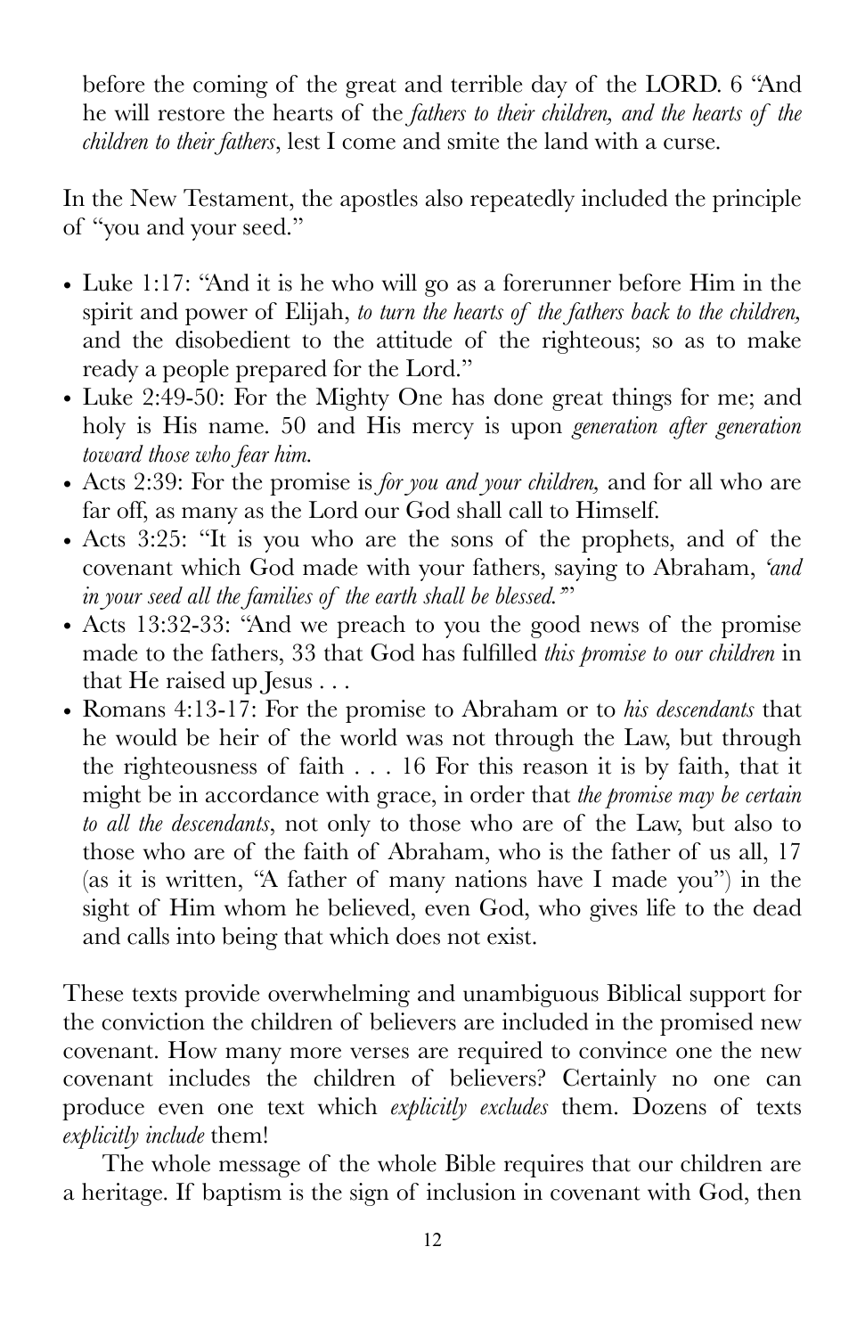before the coming of the great and terrible day of the LORD. 6 "And he will restore the hearts of the *fathers to their children, and the hearts of the children to their fathers*, lest I come and smite the land with a curse.

In the New Testament, the apostles also repeatedly included the principle of "you and your seed."

- Luke 1:17: "And it is he who will go as a forerunner before Him in the spirit and power of Elijah, *to turn the hearts of the fathers back to the children,* and the disobedient to the attitude of the righteous; so as to make ready a people prepared for the Lord."
- Luke 2:49-50: For the Mighty One has done great things for me; and holy is His name. 50 and His mercy is upon *generation after generation toward those who fear him.*
- Acts 2:39: For the promise is *for you and your children,* and for all who are far off, as many as the Lord our God shall call to Himself.
- Acts 3:25: "It is you who are the sons of the prophets, and of the covenant which God made with your fathers, saying to Abraham, *'and in your seed all the families of the earth shall be blessed.'*"
- Acts 13:32-33: "And we preach to you the good news of the promise made to the fathers, 33 that God has fulfilled *this promise to our children* in that He raised up Jesus . . .
- Romans 4:13-17: For the promise to Abraham or to *his descendants* that he would be heir of the world was not through the Law, but through the righteousness of faith . . . 16 For this reason it is by faith, that it might be in accordance with grace, in order that *the promise may be certain to all the descendants*, not only to those who are of the Law, but also to those who are of the faith of Abraham, who is the father of us all, 17 (as it is written, "A father of many nations have I made you") in the sight of Him whom he believed, even God, who gives life to the dead and calls into being that which does not exist.

These texts provide overwhelming and unambiguous Biblical support for the conviction the children of believers are included in the promised new covenant. How many more verses are required to convince one the new covenant includes the children of believers? Certainly no one can produce even one text which *explicitly excludes* them. Dozens of texts *explicitly include* them!

The whole message of the whole Bible requires that our children are a heritage. If baptism is the sign of inclusion in covenant with God, then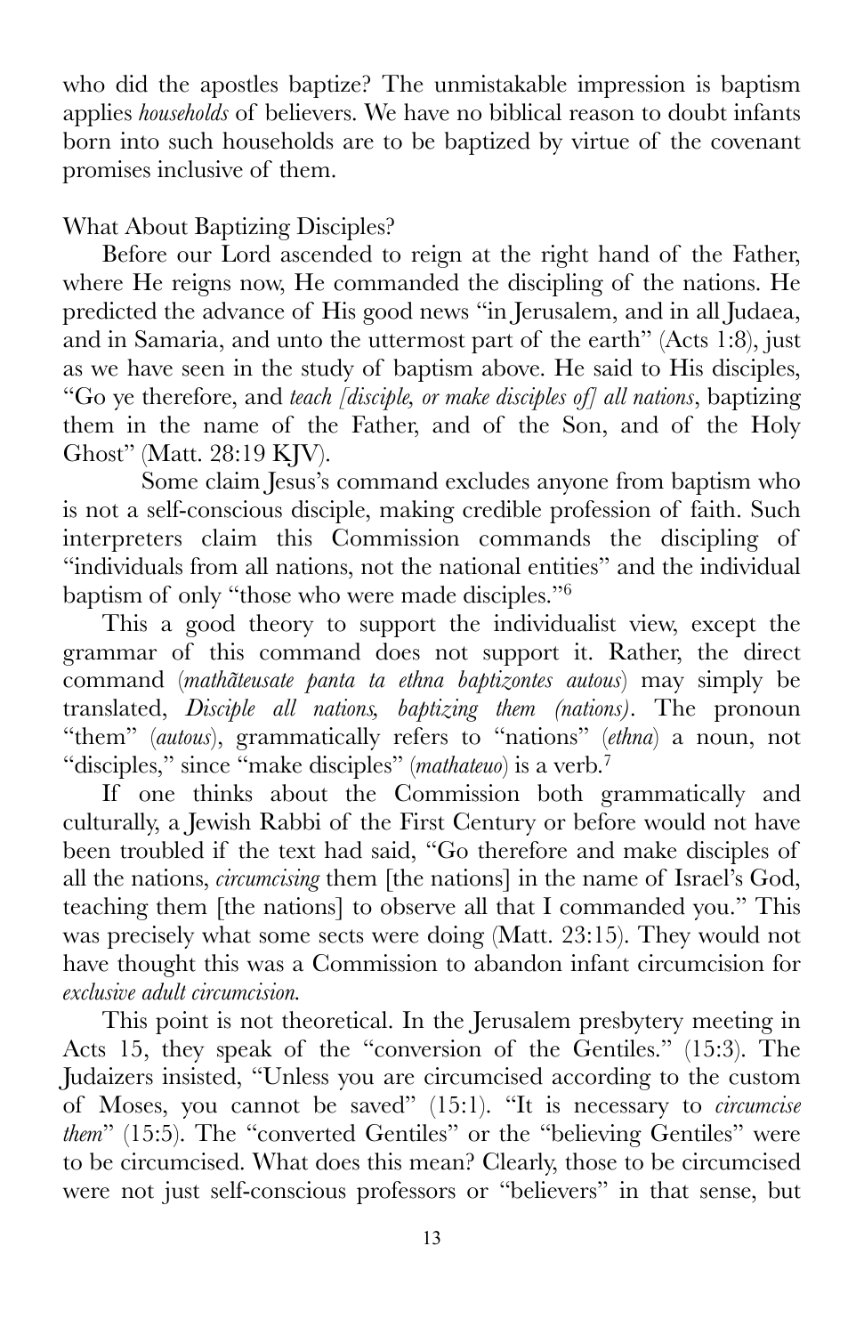who did the apostles baptize? The unmistakable impression is baptism applies *households* of believers. We have no biblical reason to doubt infants born into such households are to be baptized by virtue of the covenant promises inclusive of them.

What About Baptizing Disciples?

Before our Lord ascended to reign at the right hand of the Father, where He reigns now, He commanded the discipling of the nations. He predicted the advance of His good news "in Jerusalem, and in all Judaea, and in Samaria, and unto the uttermost part of the earth" (Acts 1:8), just as we have seen in the study of baptism above. He said to His disciples, "Go ye therefore, and *teach [disciple, or make disciples of] all nations*, baptizing them in the name of the Father, and of the Son, and of the Holy Ghost" (Matt. 28:19 KJV).

Some claim Jesus's command excludes anyone from baptism who is not a self-conscious disciple, making credible profession of faith. Such interpreters claim this Commission commands the discipling of "individuals from all nations, not the national entities" and the individual baptism of only "those who were made disciples."[6]

This a good theory to support the individualist view, except the grammar of this command does not support it. Rather, the direct command (*mathãteusate panta ta ethna baptizontes autous*) may simply be translated, *Disciple all nations, baptizing them (nations)*. The pronoun "them" (*autous*), grammatically refers to "nations" (*ethna*) a noun, not "disciples," since "make disciples" (*mathateuo*) is a verb.[7]

If one thinks about the Commission both grammatically and culturally, a Jewish Rabbi of the First Century or before would not have been troubled if the text had said, "Go therefore and make disciples of all the nations, *circumcising* them [the nations] in the name of Israel's God, teaching them [the nations] to observe all that I commanded you." This was precisely what some sects were doing (Matt. 23:15). They would not have thought this was a Commission to abandon infant circumcision for *exclusive adult circumcision.*

This point is not theoretical. In the Jerusalem presbytery meeting in Acts 15, they speak of the "conversion of the Gentiles." (15:3). The Judaizers insisted, "Unless you are circumcised according to the custom of Moses, you cannot be saved" (15:1). "It is necessary to *circumcise them*" (15:5). The "converted Gentiles" or the "believing Gentiles" were to be circumcised. What does this mean? Clearly, those to be circumcised were not just self-conscious professors or "believers" in that sense, but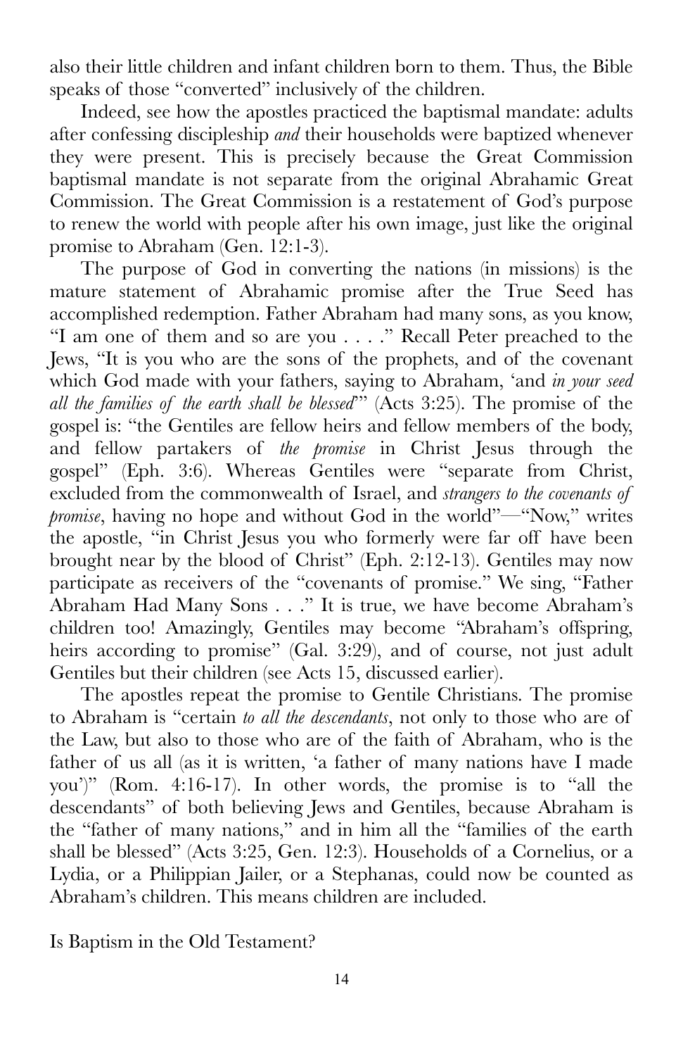also their little children and infant children born to them. Thus, the Bible speaks of those "converted" inclusively of the children.

Indeed, see how the apostles practiced the baptismal mandate: adults after confessing discipleship *and* their households were baptized whenever they were present. This is precisely because the Great Commission baptismal mandate is not separate from the original Abrahamic Great Commission. The Great Commission is a restatement of God's purpose to renew the world with people after his own image, just like the original promise to Abraham (Gen. 12:1-3).

The purpose of God in converting the nations (in missions) is the mature statement of Abrahamic promise after the True Seed has accomplished redemption. Father Abraham had many sons, as you know, "I am one of them and so are you . . . ." Recall Peter preached to the Jews, "It is you who are the sons of the prophets, and of the covenant which God made with your fathers, saying to Abraham, 'and *in your seed all the families of the earth shall be blessed*'" (Acts 3:25). The promise of the gospel is: "the Gentiles are fellow heirs and fellow members of the body, and fellow partakers of *the promise* in Christ Jesus through the gospel" (Eph. 3:6). Whereas Gentiles were "separate from Christ, excluded from the commonwealth of Israel, and *strangers to the covenants of promise*, having no hope and without God in the world"—"Now," writes the apostle, "in Christ Jesus you who formerly were far off have been brought near by the blood of Christ" (Eph. 2:12-13). Gentiles may now participate as receivers of the "covenants of promise." We sing, "Father Abraham Had Many Sons . . ." It is true, we have become Abraham's children too! Amazingly, Gentiles may become "Abraham's offspring, heirs according to promise" (Gal. 3:29), and of course, not just adult Gentiles but their children (see Acts 15, discussed earlier).

The apostles repeat the promise to Gentile Christians. The promise to Abraham is "certain *to all the descendants*, not only to those who are of the Law, but also to those who are of the faith of Abraham, who is the father of us all (as it is written, 'a father of many nations have I made you')" (Rom. 4:16-17). In other words, the promise is to "all the descendants" of both believing Jews and Gentiles, because Abraham is the "father of many nations," and in him all the "families of the earth shall be blessed" (Acts 3:25, Gen. 12:3). Households of a Cornelius, or a Lydia, or a Philippian Jailer, or a Stephanas, could now be counted as Abraham's children. This means children are included.

## Is Baptism in the Old Testament?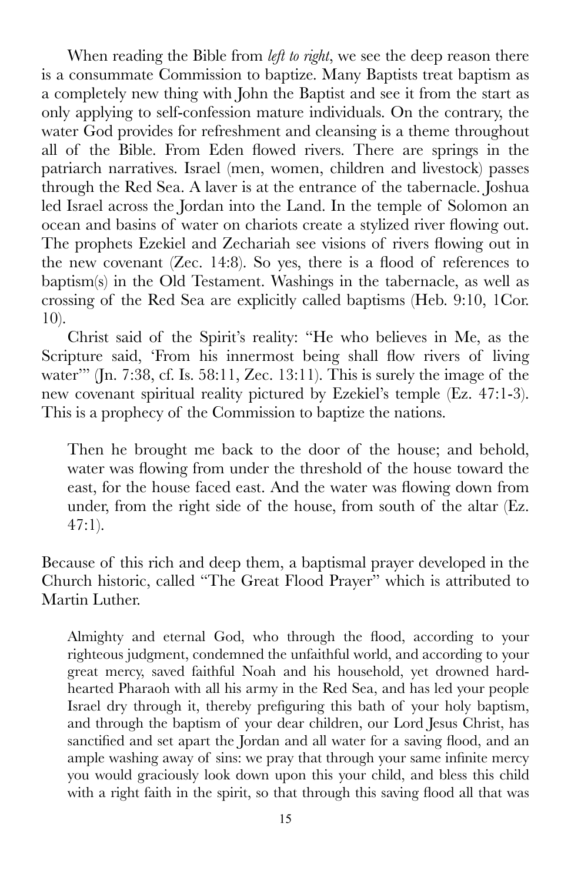When reading the Bible from *left to right*, we see the deep reason there is a consummate Commission to baptize. Many Baptists treat baptism as a completely new thing with John the Baptist and see it from the start as only applying to self-confession mature individuals. On the contrary, the water God provides for refreshment and cleansing is a theme throughout all of the Bible. From Eden flowed rivers. There are springs in the patriarch narratives. Israel (men, women, children and livestock) passes through the Red Sea. A laver is at the entrance of the tabernacle. Joshua led Israel across the Jordan into the Land. In the temple of Solomon an ocean and basins of water on chariots create a stylized river flowing out. The prophets Ezekiel and Zechariah see visions of rivers flowing out in the new covenant (Zec. 14:8). So yes, there is a flood of references to baptism(s) in the Old Testament. Washings in the tabernacle, as well as crossing of the Red Sea are explicitly called baptisms (Heb. 9:10, 1Cor. 10).

Christ said of the Spirit's reality: "He who believes in Me, as the Scripture said, 'From his innermost being shall flow rivers of living water'" (Jn. 7:38, cf. Is. 58:11, Zec. 13:11). This is surely the image of the new covenant spiritual reality pictured by Ezekiel's temple (Ez. 47:1-3). This is a prophecy of the Commission to baptize the nations.

> Then he brought me back to the door of the house; and behold, water was flowing from under the threshold of the house toward the east, for the house faced east. And the water was flowing down from under, from the right side of the house, from south of the altar (Ez. 47:1).

Because of this rich and deep them, a baptismal prayer developed in the Church historic, called "The Great Flood Prayer" which is attributed to Martin Luther.

> Almighty and eternal God, who through the flood, according to your righteous judgment, condemned the unfaithful world, and according to your great mercy, saved faithful Noah and his household, yet drowned hard-hearted Pharaoh with all his army in the Red Sea, and has led your people Israel dry through it, thereby prefiguring this bath of your holy baptism, and through the baptism of your dear children, our Lord Jesus Christ, has sanctified and set apart the Jordan and all water for a saving flood, and an ample washing away of sins: we pray that through your same infinite mercy you would graciously look down upon this your child, and bless this child with a right faith in the spirit, so that through this saving flood all that was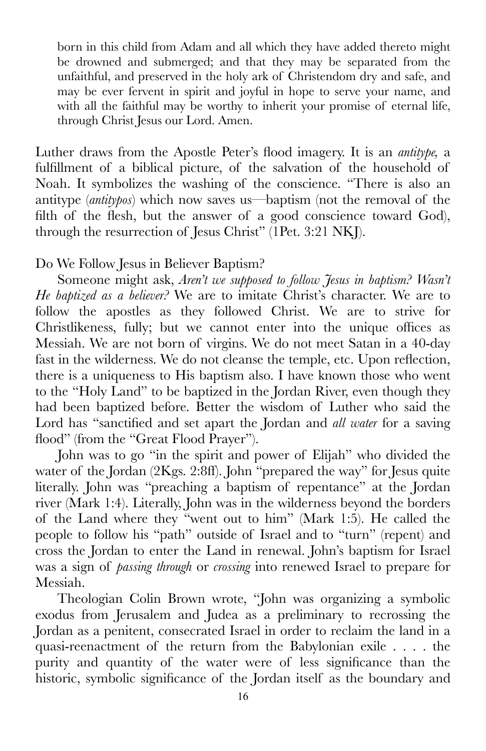born in this child from Adam and all which they have added thereto might be drowned and submerged; and that they may be separated from the unfaithful, and preserved in the holy ark of Christendom dry and safe, and may be ever fervent in spirit and joyful in hope to serve your name, and with all the faithful may be worthy to inherit your promise of eternal life, through Christ Jesus our Lord. Amen.

Luther draws from the Apostle Peter's flood imagery. It is an *antitype,* a fulfillment of a biblical picture, of the salvation of the household of Noah. It symbolizes the washing of the conscience. "There is also an antitype (*antitypos*) which now saves us—baptism (not the removal of the filth of the flesh, but the answer of a good conscience toward God), through the resurrection of Jesus Christ" (1Pet. 3:21 NKJ).

### Do We Follow Jesus in Believer Baptism?

Someone might ask, *Aren't we supposed to follow Jesus in baptism? Wasn't He baptized as a believer?* We are to imitate Christ's character. We are to follow the apostles as they followed Christ. We are to strive for Christlikeness, fully; but we cannot enter into the unique offices as Messiah. We are not born of virgins. We do not meet Satan in a 40-day fast in the wilderness. We do not cleanse the temple, etc. Upon reflection, there is a uniqueness to His baptism also. I have known those who went to the "Holy Land" to be baptized in the Jordan River, even though they had been baptized before. Better the wisdom of Luther who said the Lord has "sanctified and set apart the Jordan and *all water* for a saving flood" (from the "Great Flood Prayer").

John was to go "in the spirit and power of Elijah" who divided the water of the Jordan (2Kgs. 2:8ff). John "prepared the way" for Jesus quite literally. John was "preaching a baptism of repentance" at the Jordan river (Mark 1:4). Literally, John was in the wilderness beyond the borders of the Land where they "went out to him" (Mark 1:5). He called the people to follow his "path" outside of Israel and to "turn" (repent) and cross the Jordan to enter the Land in renewal. John's baptism for Israel was a sign of *passing through* or *crossing* into renewed Israel to prepare for Messiah.

Theologian Colin Brown wrote, "John was organizing a symbolic exodus from Jerusalem and Judea as a preliminary to recrossing the Jordan as a penitent, consecrated Israel in order to reclaim the land in a quasi-reenactment of the return from the Babylonian exile . . . . the purity and quantity of the water were of less significance than the historic, symbolic significance of the Jordan itself as the boundary and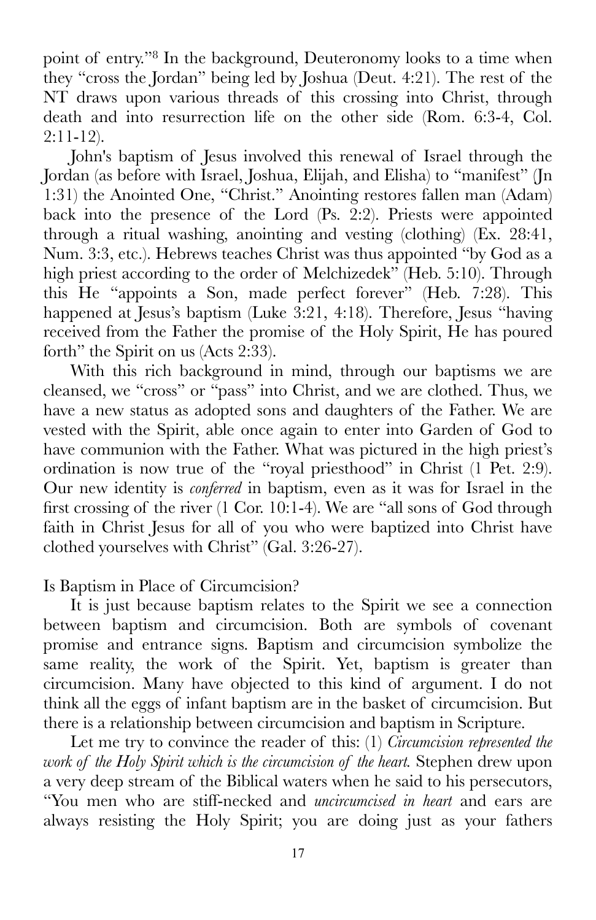point of entry."[8] In the background, Deuteronomy looks to a time when they "cross the Jordan" being led by Joshua (Deut. 4:21). The rest of the NT draws upon various threads of this crossing into Christ, through death and into resurrection life on the other side (Rom. 6:3-4, Col. 2:11-12).

John's baptism of Jesus involved this renewal of Israel through the Jordan (as before with Israel, Joshua, Elijah, and Elisha) to "manifest" (Jn 1:31) the Anointed One, "Christ." Anointing restores fallen man (Adam) back into the presence of the Lord (Ps. 2:2). Priests were appointed through a ritual washing, anointing and vesting (clothing) (Ex. 28:41, Num. 3:3, etc.). Hebrews teaches Christ was thus appointed "by God as a high priest according to the order of Melchizedek" (Heb. 5:10). Through this He "appoints a Son, made perfect forever" (Heb. 7:28). This happened at Jesus's baptism (Luke 3:21, 4:18). Therefore, Jesus "having received from the Father the promise of the Holy Spirit, He has poured forth" the Spirit on us (Acts 2:33).

With this rich background in mind, through our baptisms we are cleansed, we "cross" or "pass" into Christ, and we are clothed. Thus, we have a new status as adopted sons and daughters of the Father. We are vested with the Spirit, able once again to enter into Garden of God to have communion with the Father. What was pictured in the high priest's ordination is now true of the "royal priesthood" in Christ (1 Pet. 2:9). Our new identity is *conferred* in baptism, even as it was for Israel in the first crossing of the river (1 Cor. 10:1-4). We are "all sons of God through faith in Christ Jesus for all of you who were baptized into Christ have clothed yourselves with Christ" (Gal. 3:26-27).

## Is Baptism in Place of Circumcision?

It is just because baptism relates to the Spirit we see a connection between baptism and circumcision. Both are symbols of covenant promise and entrance signs. Baptism and circumcision symbolize the same reality, the work of the Spirit. Yet, baptism is greater than circumcision. Many have objected to this kind of argument. I do not think all the eggs of infant baptism are in the basket of circumcision. But there is a relationship between circumcision and baptism in Scripture.

Let me try to convince the reader of this: (1) *Circumcision represented the work of the Holy Spirit which is the circumcision of the heart.* Stephen drew upon a very deep stream of the Biblical waters when he said to his persecutors, "You men who are stiff-necked and *uncircumcised in heart* and ears are always resisting the Holy Spirit; you are doing just as your fathers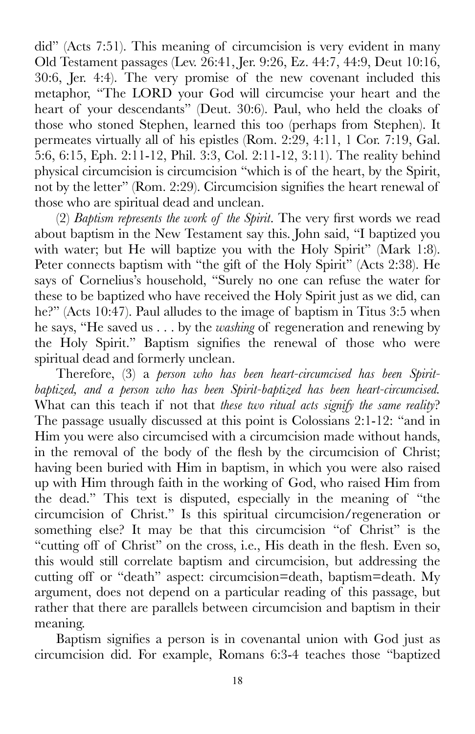did" (Acts 7:51). This meaning of circumcision is very evident in many Old Testament passages (Lev. 26:41, Jer. 9:26, Ez. 44:7, 44:9, Deut 10:16, 30:6, Jer. 4:4). The very promise of the new covenant included this metaphor, "The LORD your God will circumcise your heart and the heart of your descendants" (Deut. 30:6). Paul, who held the cloaks of those who stoned Stephen, learned this too (perhaps from Stephen). It permeates virtually all of his epistles (Rom. 2:29, 4:11, 1 Cor. 7:19, Gal. 5:6, 6:15, Eph. 2:11-12, Phil. 3:3, Col. 2:11-12, 3:11). The reality behind physical circumcision is circumcision "which is of the heart, by the Spirit, not by the letter" (Rom. 2:29). Circumcision signifies the heart renewal of those who are spiritual dead and unclean.

(2) *Baptism represents the work of the Spirit*. The very first words we read about baptism in the New Testament say this. John said, "I baptized you with water; but He will baptize you with the Holy Spirit" (Mark 1:8). Peter connects baptism with "the gift of the Holy Spirit" (Acts 2:38). He says of Cornelius's household, "Surely no one can refuse the water for these to be baptized who have received the Holy Spirit just as we did, can he?" (Acts 10:47). Paul alludes to the image of baptism in Titus 3:5 when he says, "He saved us . . . by the *washing* of regeneration and renewing by the Holy Spirit." Baptism signifies the renewal of those who were spiritual dead and formerly unclean.

Therefore, (3) a *person who has been heart-circumcised has been Spirit-baptized, and a person who has been Spirit-baptized has been heart-circumcised.* What can this teach if not that *these two ritual acts signify the same reality*? The passage usually discussed at this point is Colossians 2:1-12: "and in Him you were also circumcised with a circumcision made without hands, in the removal of the body of the flesh by the circumcision of Christ; having been buried with Him in baptism, in which you were also raised up with Him through faith in the working of God, who raised Him from the dead." This text is disputed, especially in the meaning of "the circumcision of Christ." Is this spiritual circumcision/regeneration or something else? It may be that this circumcision "of Christ" is the "cutting off of Christ" on the cross, i.e., His death in the flesh. Even so, this would still correlate baptism and circumcision, but addressing the cutting off or "death" aspect: circumcision=death, baptism=death. My argument, does not depend on a particular reading of this passage, but rather that there are parallels between circumcision and baptism in their meaning.

Baptism signifies a person is in covenantal union with God just as circumcision did. For example, Romans 6:3-4 teaches those "baptized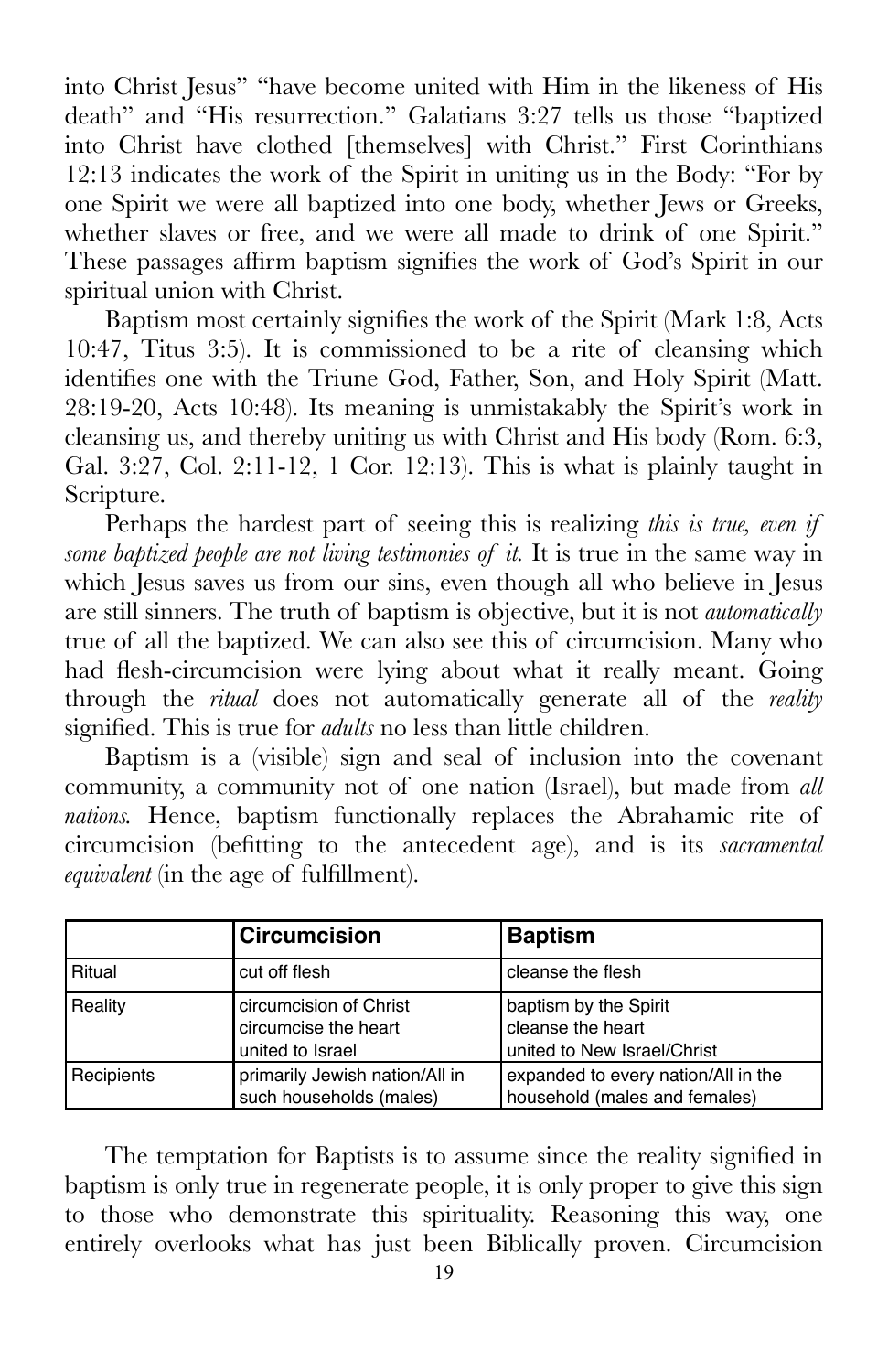into Christ Jesus" "have become united with Him in the likeness of His death" and "His resurrection." Galatians 3:27 tells us those "baptized into Christ have clothed [themselves] with Christ." First Corinthians 12:13 indicates the work of the Spirit in uniting us in the Body: "For by one Spirit we were all baptized into one body, whether Jews or Greeks, whether slaves or free, and we were all made to drink of one Spirit." These passages affirm baptism signifies the work of God's Spirit in our spiritual union with Christ.

Baptism most certainly signifies the work of the Spirit (Mark 1:8, Acts 10:47, Titus 3:5). It is commissioned to be a rite of cleansing which identifies one with the Triune God, Father, Son, and Holy Spirit (Matt. 28:19-20, Acts 10:48). Its meaning is unmistakably the Spirit's work in cleansing us, and thereby uniting us with Christ and His body (Rom. 6:3, Gal. 3:27, Col. 2:11-12, 1 Cor. 12:13). This is what is plainly taught in Scripture.

Perhaps the hardest part of seeing this is realizing *this is true, even if some baptized people are not living testimonies of it.* It is true in the same way in which Jesus saves us from our sins, even though all who believe in Jesus are still sinners. The truth of baptism is objective, but it is not *automatically* true of all the baptized. We can also see this of circumcision. Many who had flesh-circumcision were lying about what it really meant. Going through the *ritual* does not automatically generate all of the *reality* signified. This is true for *adults* no less than little children.

Baptism is a (visible) sign and seal of inclusion into the covenant community, a community not of one nation (Israel), but made from *all nations.* Hence, baptism functionally replaces the Abrahamic rite of circumcision (befitting to the antecedent age), and is its *sacramental equivalent* (in the age of fulfillment).

| | **Circumcision** | **Baptism** |
|---|---|---|
| Ritual | cut off flesh | cleanse the flesh |
| Reality | circumcision of Christ<br>circumcise the heart<br>united to Israel | baptism by the Spirit<br>cleanse the heart<br>united to New Israel/Christ |
| Recipients | primarily Jewish nation/All in such households (males) | expanded to every nation/All in the household (males and females) |

The temptation for Baptists is to assume since the reality signified in baptism is only true in regenerate people, it is only proper to give this sign to those who demonstrate this spirituality. Reasoning this way, one entirely overlooks what has just been Biblically proven. Circumcision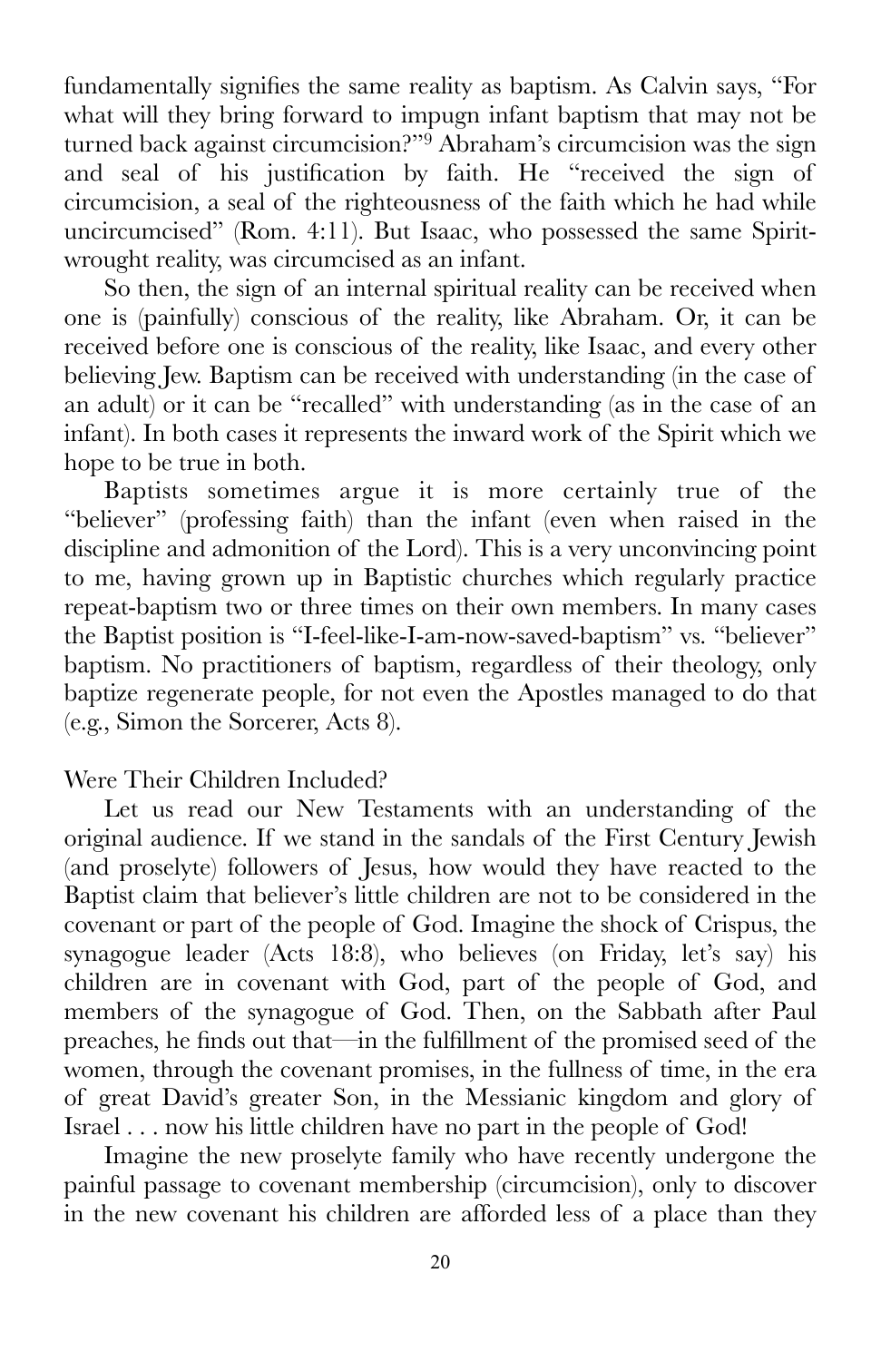fundamentally signifies the same reality as baptism. As Calvin says, "For what will they bring forward to impugn infant baptism that may not be turned back against circumcision?"[9] Abraham's circumcision was the sign and seal of his justification by faith. He "received the sign of circumcision, a seal of the righteousness of the faith which he had while uncircumcised" (Rom. 4:11). But Isaac, who possessed the same Spirit-wrought reality, was circumcised as an infant.

So then, the sign of an internal spiritual reality can be received when one is (painfully) conscious of the reality, like Abraham. Or, it can be received before one is conscious of the reality, like Isaac, and every other believing Jew. Baptism can be received with understanding (in the case of an adult) or it can be "recalled" with understanding (as in the case of an infant). In both cases it represents the inward work of the Spirit which we hope to be true in both.

Baptists sometimes argue it is more certainly true of the "believer" (professing faith) than the infant (even when raised in the discipline and admonition of the Lord). This is a very unconvincing point to me, having grown up in Baptistic churches which regularly practice repeat-baptism two or three times on their own members. In many cases the Baptist position is "I-feel-like-I-am-now-saved-baptism" vs. "believer" baptism. No practitioners of baptism, regardless of their theology, only baptize regenerate people, for not even the Apostles managed to do that (e.g., Simon the Sorcerer, Acts 8).

## Were Their Children Included?

Let us read our New Testaments with an understanding of the original audience. If we stand in the sandals of the First Century Jewish (and proselyte) followers of Jesus, how would they have reacted to the Baptist claim that believer's little children are not to be considered in the covenant or part of the people of God. Imagine the shock of Crispus, the synagogue leader (Acts 18:8), who believes (on Friday, let's say) his children are in covenant with God, part of the people of God, and members of the synagogue of God. Then, on the Sabbath after Paul preaches, he finds out that—in the fulfillment of the promised seed of the women, through the covenant promises, in the fullness of time, in the era of great David's greater Son, in the Messianic kingdom and glory of Israel . . . now his little children have no part in the people of God!

Imagine the new proselyte family who have recently undergone the painful passage to covenant membership (circumcision), only to discover in the new covenant his children are afforded less of a place than they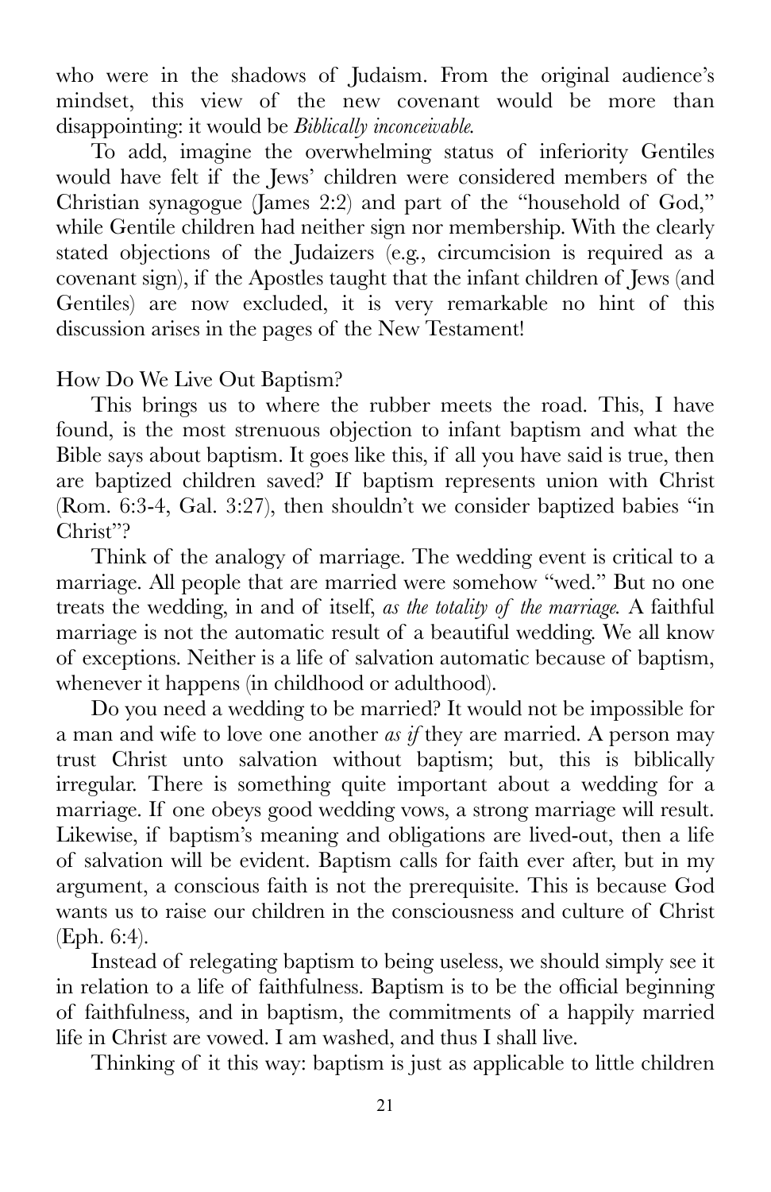who were in the shadows of Judaism. From the original audience's mindset, this view of the new covenant would be more than disappointing: it would be *Biblically inconceivable.*

To add, imagine the overwhelming status of inferiority Gentiles would have felt if the Jews' children were considered members of the Christian synagogue (James 2:2) and part of the "household of God," while Gentile children had neither sign nor membership. With the clearly stated objections of the Judaizers (e.g., circumcision is required as a covenant sign), if the Apostles taught that the infant children of Jews (and Gentiles) are now excluded, it is very remarkable no hint of this discussion arises in the pages of the New Testament!

## How Do We Live Out Baptism?

This brings us to where the rubber meets the road. This, I have found, is the most strenuous objection to infant baptism and what the Bible says about baptism. It goes like this, if all you have said is true, then are baptized children saved? If baptism represents union with Christ (Rom. 6:3-4, Gal. 3:27), then shouldn't we consider baptized babies "in Christ"?

Think of the analogy of marriage. The wedding event is critical to a marriage. All people that are married were somehow "wed." But no one treats the wedding, in and of itself, *as the totality of the marriage.* A faithful marriage is not the automatic result of a beautiful wedding. We all know of exceptions. Neither is a life of salvation automatic because of baptism, whenever it happens (in childhood or adulthood).

Do you need a wedding to be married? It would not be impossible for a man and wife to love one another *as if* they are married. A person may trust Christ unto salvation without baptism; but, this is biblically irregular. There is something quite important about a wedding for a marriage. If one obeys good wedding vows, a strong marriage will result. Likewise, if baptism's meaning and obligations are lived-out, then a life of salvation will be evident. Baptism calls for faith ever after, but in my argument, a conscious faith is not the prerequisite. This is because God wants us to raise our children in the consciousness and culture of Christ (Eph. 6:4).

Instead of relegating baptism to being useless, we should simply see it in relation to a life of faithfulness. Baptism is to be the official beginning of faithfulness, and in baptism, the commitments of a happily married life in Christ are vowed. I am washed, and thus I shall live.

Thinking of it this way: baptism is just as applicable to little children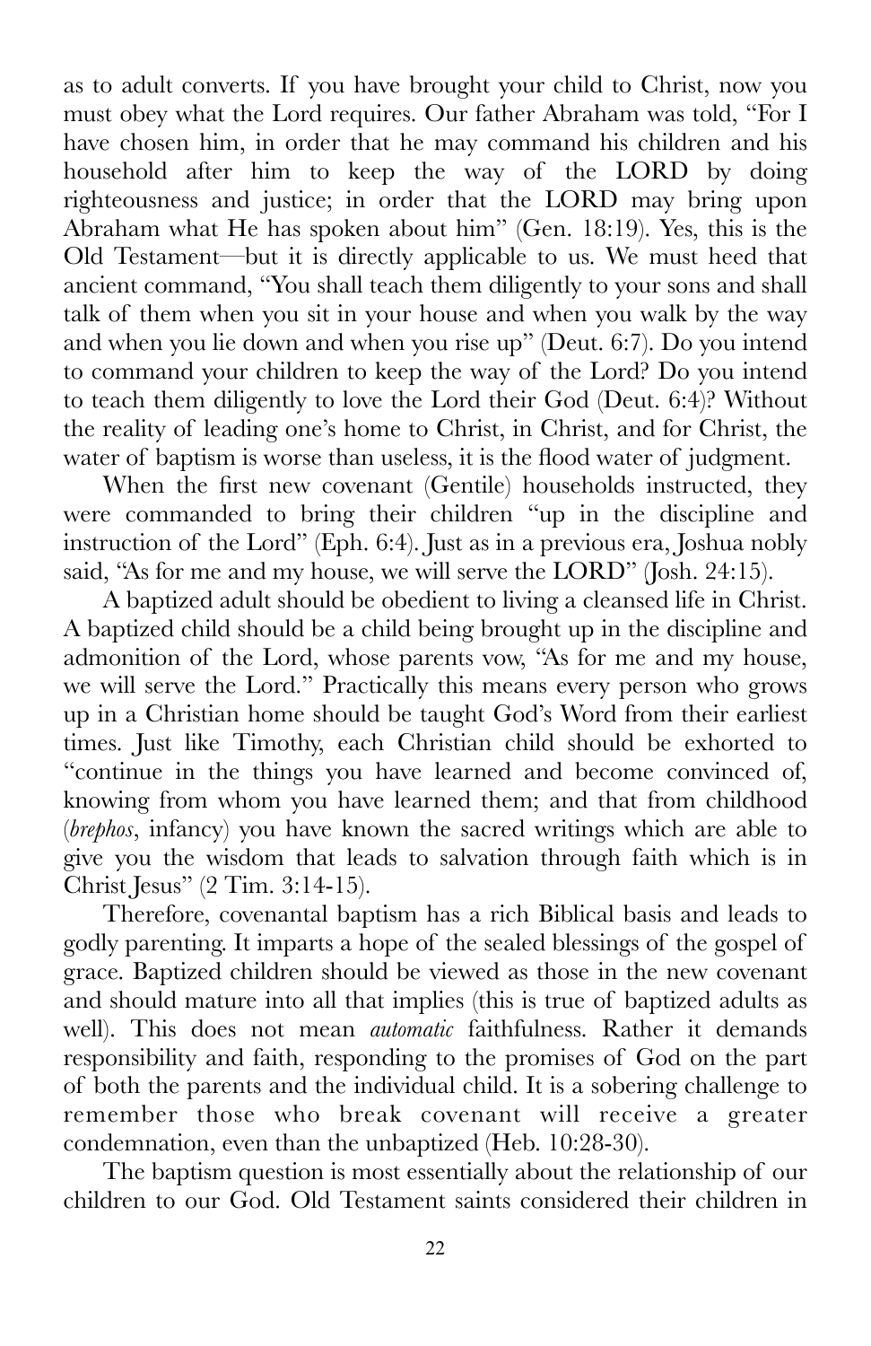as to adult converts. If you have brought your child to Christ, now you must obey what the Lord requires. Our father Abraham was told, "For I have chosen him, in order that he may command his children and his household after him to keep the way of the LORD by doing righteousness and justice; in order that the LORD may bring upon Abraham what He has spoken about him" (Gen. 18:19). Yes, this is the Old Testament—but it is directly applicable to us. We must heed that ancient command, "You shall teach them diligently to your sons and shall talk of them when you sit in your house and when you walk by the way and when you lie down and when you rise up" (Deut. 6:7). Do you intend to command your children to keep the way of the Lord? Do you intend to teach them diligently to love the Lord their God (Deut. 6:4)? Without the reality of leading one's home to Christ, in Christ, and for Christ, the water of baptism is worse than useless, it is the flood water of judgment.

When the first new covenant (Gentile) households instructed, they were commanded to bring their children "up in the discipline and instruction of the Lord" (Eph. 6:4). Just as in a previous era, Joshua nobly said, "As for me and my house, we will serve the LORD" (Josh. 24:15).

A baptized adult should be obedient to living a cleansed life in Christ. A baptized child should be a child being brought up in the discipline and admonition of the Lord, whose parents vow, "As for me and my house, we will serve the Lord." Practically this means every person who grows up in a Christian home should be taught God's Word from their earliest times. Just like Timothy, each Christian child should be exhorted to "continue in the things you have learned and become convinced of, knowing from whom you have learned them; and that from childhood (*brephos*, infancy) you have known the sacred writings which are able to give you the wisdom that leads to salvation through faith which is in Christ Jesus" (2 Tim. 3:14-15).

Therefore, covenantal baptism has a rich Biblical basis and leads to godly parenting. It imparts a hope of the sealed blessings of the gospel of grace. Baptized children should be viewed as those in the new covenant and should mature into all that implies (this is true of baptized adults as well). This does not mean *automatic* faithfulness. Rather it demands responsibility and faith, responding to the promises of God on the part of both the parents and the individual child. It is a sobering challenge to remember those who break covenant will receive a greater condemnation, even than the unbaptized (Heb. 10:28-30).

The baptism question is most essentially about the relationship of our children to our God. Old Testament saints considered their children in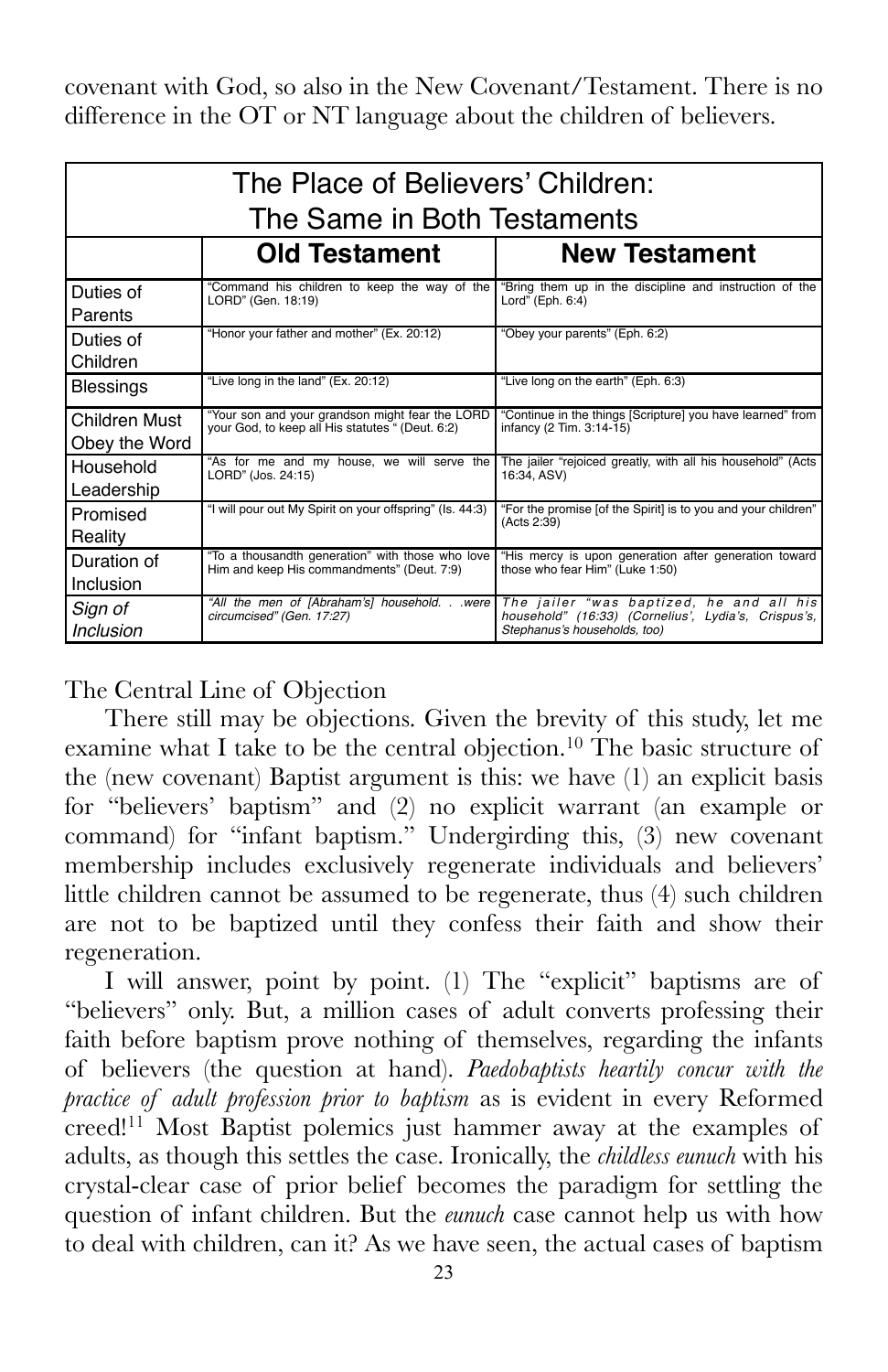covenant with God, so also in the New Covenant/Testament. There is no difference in the OT or NT language about the children of believers.

| The Place of Believers' Children: The Same in Both Testaments | | |
|---|---|---|
| | **Old Testament** | **New Testament** |
| Duties of Parents | "Command his children to keep the way of the LORD" (Gen. 18:19) | "Bring them up in the discipline and instruction of the Lord" (Eph. 6:4) |
| Duties of Children | "Honor your father and mother" (Ex. 20:12) | "Obey your parents" (Eph. 6:2) |
| Blessings | "Live long in the land" (Ex. 20:12) | "Live long on the earth" (Eph. 6:3) |
| Children Must Obey the Word | "Your son and your grandson might fear the LORD your God, to keep all His statutes " (Deut. 6:2) | "Continue in the things [Scripture] you have learned" from infancy (2 Tim. 3:14-15) |
| Household Leadership | "As for me and my house, we will serve the LORD" (Jos. 24:15) | The jailer "rejoiced greatly, with all his household" (Acts 16:34, ASV) |
| Promised Reality | "I will pour out My Spirit on your offspring" (Is. 44:3) | "For the promise [of the Spirit] is to you and your children" (Acts 2:39) |
| Duration of Inclusion | "To a thousandth generation" with those who love Him and keep His commandments" (Deut. 7:9) | "His mercy is upon generation after generation toward those who fear Him" (Luke 1:50) |
| *Sign of Inclusion* | *"All the men of [Abraham's] household. . .were circumcised" (Gen. 17:27)* | *The jailer "was baptized, he and all his household" (16:33) (Cornelius', Lydia's, Crispus's, Stephanus's households, too)* |

The Central Line of Objection

There still may be objections. Given the brevity of this study, let me examine what I take to be the central objection.[10] The basic structure of the (new covenant) Baptist argument is this: we have (1) an explicit basis for "believers' baptism" and (2) no explicit warrant (an example or command) for "infant baptism." Undergirding this, (3) new covenant membership includes exclusively regenerate individuals and believers' little children cannot be assumed to be regenerate, thus (4) such children are not to be baptized until they confess their faith and show their regeneration.

I will answer, point by point. (1) The "explicit" baptisms are of "believers" only. But, a million cases of adult converts professing their faith before baptism prove nothing of themselves, regarding the infants of believers (the question at hand). *Paedobaptists heartily concur with the practice of adult profession prior to baptism* as is evident in every Reformed creed![11] Most Baptist polemics just hammer away at the examples of adults, as though this settles the case. Ironically, the *childless eunuch* with his crystal-clear case of prior belief becomes the paradigm for settling the question of infant children. But the *eunuch* case cannot help us with how to deal with children, can it? As we have seen, the actual cases of baptism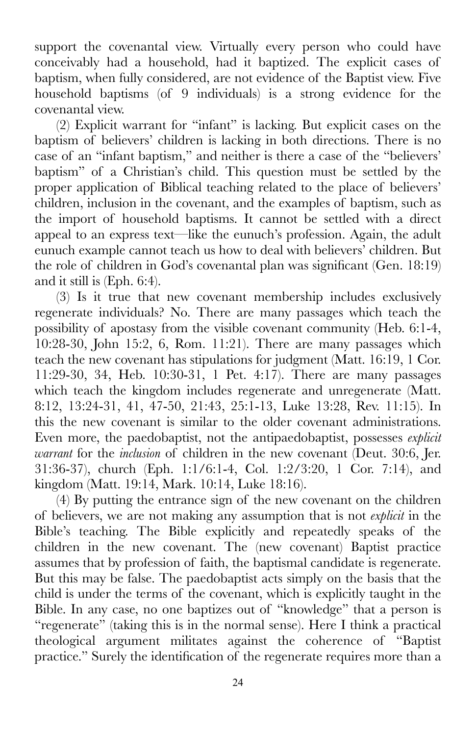support the covenantal view. Virtually every person who could have conceivably had a household, had it baptized. The explicit cases of baptism, when fully considered, are not evidence of the Baptist view. Five household baptisms (of 9 individuals) is a strong evidence for the covenantal view.

(2) Explicit warrant for "infant" is lacking. But explicit cases on the baptism of believers' children is lacking in both directions. There is no case of an "infant baptism," and neither is there a case of the "believers' baptism" of a Christian's child. This question must be settled by the proper application of Biblical teaching related to the place of believers' children, inclusion in the covenant, and the examples of baptism, such as the import of household baptisms. It cannot be settled with a direct appeal to an express text—like the eunuch's profession. Again, the adult eunuch example cannot teach us how to deal with believers' children. But the role of children in God's covenantal plan was significant (Gen. 18:19) and it still is (Eph. 6:4).

(3) Is it true that new covenant membership includes exclusively regenerate individuals? No. There are many passages which teach the possibility of apostasy from the visible covenant community (Heb. 6:1-4, 10:28-30, John 15:2, 6, Rom. 11:21). There are many passages which teach the new covenant has stipulations for judgment (Matt. 16:19, 1 Cor. 11:29-30, 34, Heb. 10:30-31, 1 Pet. 4:17). There are many passages which teach the kingdom includes regenerate and unregenerate (Matt. 8:12, 13:24-31, 41, 47-50, 21:43, 25:1-13, Luke 13:28, Rev. 11:15). In this the new covenant is similar to the older covenant administrations. Even more, the paedobaptist, not the antipaedobaptist, possesses *explicit warrant* for the *inclusion* of children in the new covenant (Deut. 30:6, Jer. 31:36-37), church (Eph. 1:1/6:1-4, Col. 1:2/3:20, 1 Cor. 7:14), and kingdom (Matt. 19:14, Mark. 10:14, Luke 18:16).

(4) By putting the entrance sign of the new covenant on the children of believers, we are not making any assumption that is not *explicit* in the Bible's teaching. The Bible explicitly and repeatedly speaks of the children in the new covenant. The (new covenant) Baptist practice assumes that by profession of faith, the baptismal candidate is regenerate. But this may be false. The paedobaptist acts simply on the basis that the child is under the terms of the covenant, which is explicitly taught in the Bible. In any case, no one baptizes out of "knowledge" that a person is "regenerate" (taking this is in the normal sense). Here I think a practical theological argument militates against the coherence of "Baptist practice." Surely the identification of the regenerate requires more than a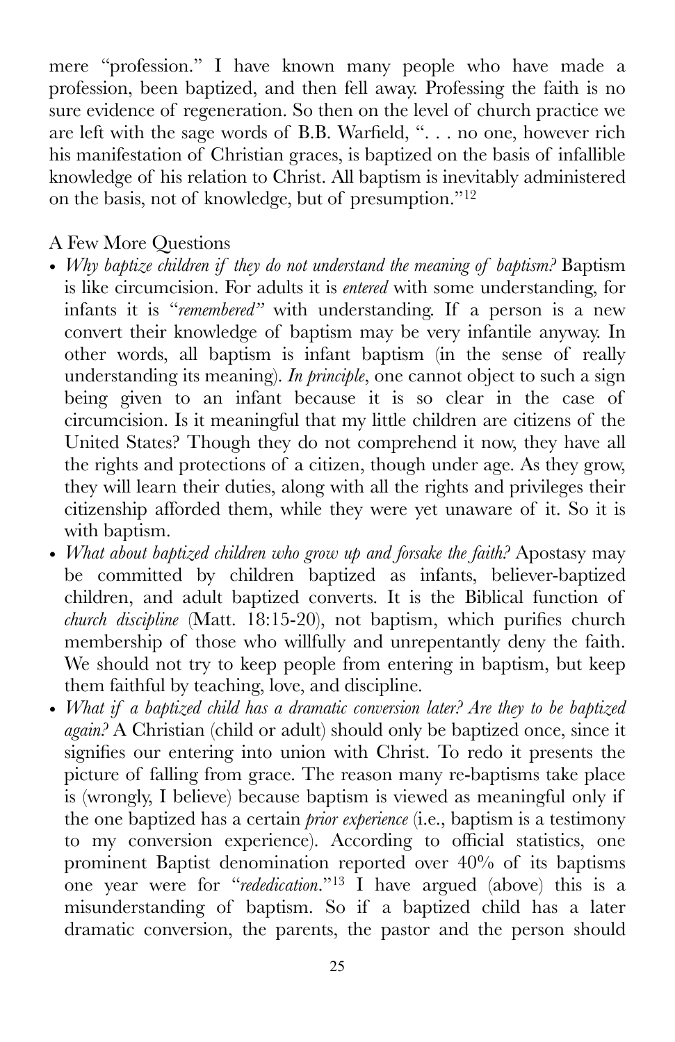mere "profession." I have known many people who have made a profession, been baptized, and then fell away. Professing the faith is no sure evidence of regeneration. So then on the level of church practice we are left with the sage words of B.B. Warfield, ". . . no one, however rich his manifestation of Christian graces, is baptized on the basis of infallible knowledge of his relation to Christ. All baptism is inevitably administered on the basis, not of knowledge, but of presumption."[12]

A Few More Questions

- *Why baptize children if they do not understand the meaning of baptism?* Baptism is like circumcision. For adults it is *entered* with some understanding, for infants it is "*remembered*" with understanding. If a person is a new convert their knowledge of baptism may be very infantile anyway. In other words, all baptism is infant baptism (in the sense of really understanding its meaning). *In principle*, one cannot object to such a sign being given to an infant because it is so clear in the case of circumcision. Is it meaningful that my little children are citizens of the United States? Though they do not comprehend it now, they have all the rights and protections of a citizen, though under age. As they grow, they will learn their duties, along with all the rights and privileges their citizenship afforded them, while they were yet unaware of it. So it is with baptism.
- *What about baptized children who grow up and forsake the faith?* Apostasy may be committed by children baptized as infants, believer-baptized children, and adult baptized converts. It is the Biblical function of *church discipline* (Matt. 18:15-20), not baptism, which purifies church membership of those who willfully and unrepentantly deny the faith. We should not try to keep people from entering in baptism, but keep them faithful by teaching, love, and discipline.
- *What if a baptized child has a dramatic conversion later? Are they to be baptized again?* A Christian (child or adult) should only be baptized once, since it signifies our entering into union with Christ. To redo it presents the picture of falling from grace. The reason many re-baptisms take place is (wrongly, I believe) because baptism is viewed as meaningful only if the one baptized has a certain *prior experience* (i.e., baptism is a testimony to my conversion experience). According to official statistics, one prominent Baptist denomination reported over 40% of its baptisms one year were for "*rededication*."[13] I have argued (above) this is a misunderstanding of baptism. So if a baptized child has a later dramatic conversion, the parents, the pastor and the person should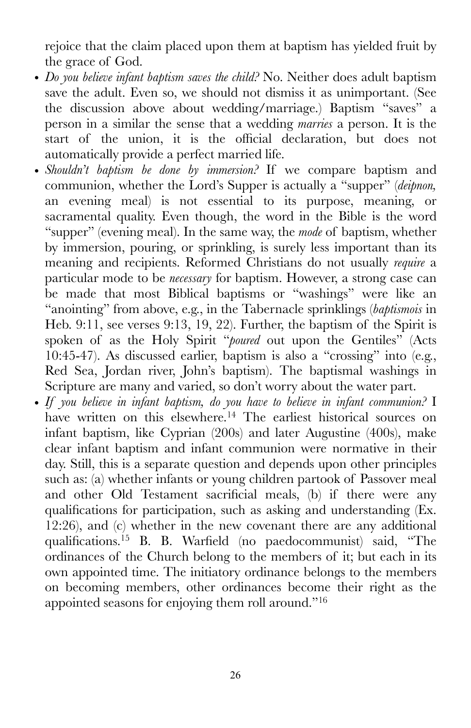rejoice that the claim placed upon them at baptism has yielded fruit by the grace of God.

- *Do you believe infant baptism saves the child?* No. Neither does adult baptism save the adult. Even so, we should not dismiss it as unimportant. (See the discussion above about wedding/marriage.) Baptism "saves" a person in a similar the sense that a wedding *marries* a person. It is the start of the union, it is the official declaration, but does not automatically provide a perfect married life.
- *Shouldn't baptism be done by immersion?* If we compare baptism and communion, whether the Lord's Supper is actually a "supper" (*deipnon,* an evening meal) is not essential to its purpose, meaning, or sacramental quality. Even though, the word in the Bible is the word "supper" (evening meal). In the same way, the *mode* of baptism, whether by immersion, pouring, or sprinkling, is surely less important than its meaning and recipients. Reformed Christians do not usually *require* a particular mode to be *necessary* for baptism. However, a strong case can be made that most Biblical baptisms or "washings" were like an "anointing" from above, e.g., in the Tabernacle sprinklings (*baptismois* in Heb. 9:11, see verses 9:13, 19, 22). Further, the baptism of the Spirit is spoken of as the Holy Spirit "*poured* out upon the Gentiles" (Acts 10:45-47). As discussed earlier, baptism is also a "crossing" into (e.g., Red Sea, Jordan river, John's baptism). The baptismal washings in Scripture are many and varied, so don't worry about the water part.
- *If you believe in infant baptism, do you have to believe in infant communion?* I have written on this elsewhere.[14] The earliest historical sources on infant baptism, like Cyprian (200s) and later Augustine (400s), make clear infant baptism and infant communion were normative in their day. Still, this is a separate question and depends upon other principles such as: (a) whether infants or young children partook of Passover meal and other Old Testament sacrificial meals, (b) if there were any qualifications for participation, such as asking and understanding (Ex. 12:26), and (c) whether in the new covenant there are any additional qualifications.[15] B. B. Warfield (no paedocommunist) said, "The ordinances of the Church belong to the members of it; but each in its own appointed time. The initiatory ordinance belongs to the members on becoming members, other ordinances become their right as the appointed seasons for enjoying them roll around."[16]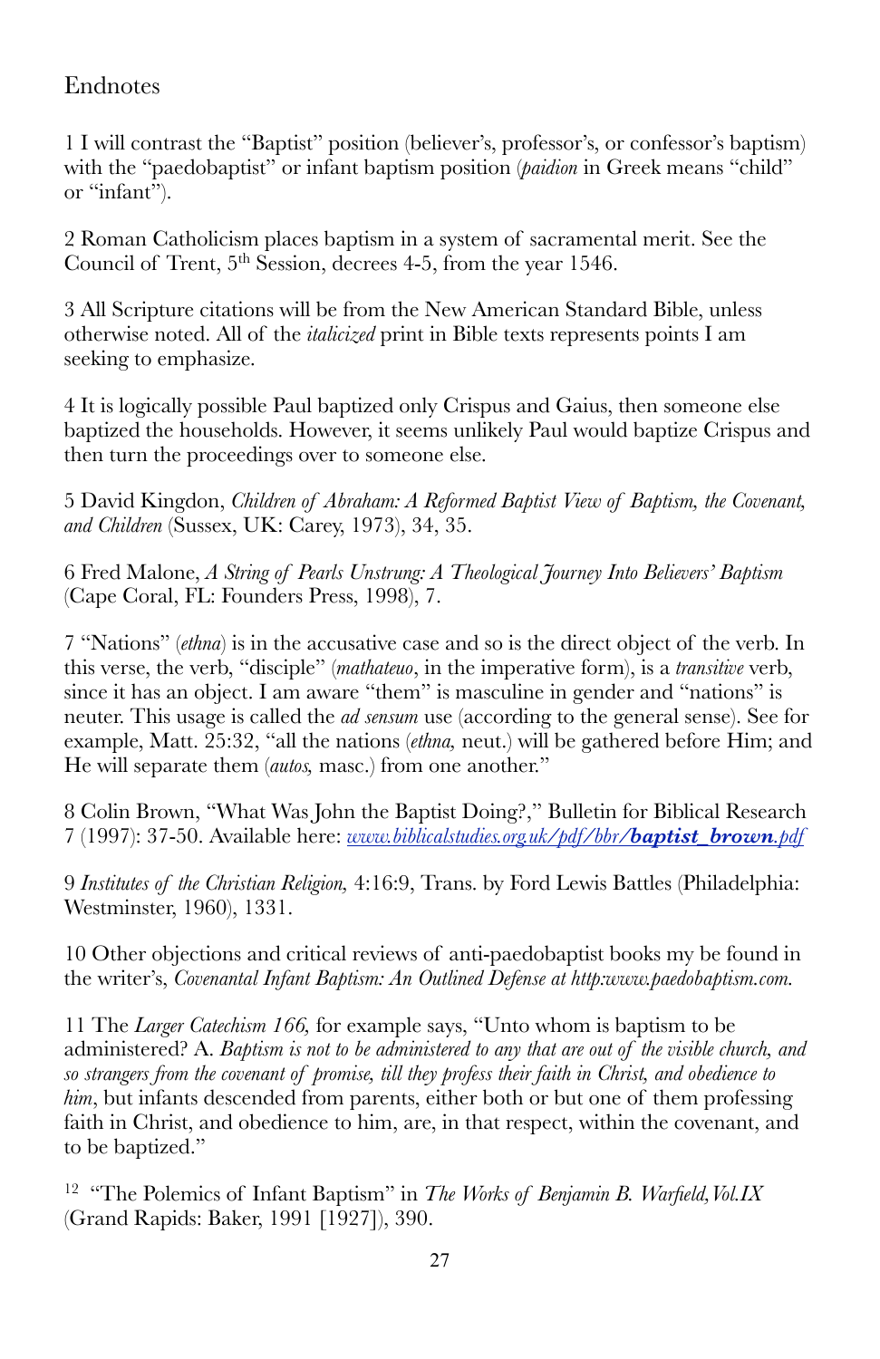# Endnotes

1 I will contrast the "Baptist" position (believer's, professor's, or confessor's baptism) with the "paedobaptist" or infant baptism position (*paidion* in Greek means "child" or "infant").

2 Roman Catholicism places baptism in a system of sacramental merit. See the Council of Trent, 5th Session, decrees 4-5, from the year 1546.

3 All Scripture citations will be from the New American Standard Bible, unless otherwise noted. All of the *italicized* print in Bible texts represents points I am seeking to emphasize.

4 It is logically possible Paul baptized only Crispus and Gaius, then someone else baptized the households. However, it seems unlikely Paul would baptize Crispus and then turn the proceedings over to someone else.

5 David Kingdon, *Children of Abraham: A Reformed Baptist View of Baptism, the Covenant, and Children* (Sussex, UK: Carey, 1973), 34, 35.

6 Fred Malone, *A String of Pearls Unstrung: A Theological Journey Into Believers' Baptism* (Cape Coral, FL: Founders Press, 1998), 7.

7 "Nations" (*ethna*) is in the accusative case and so is the direct object of the verb. In this verse, the verb, "disciple" (*mathateuo*, in the imperative form), is a *transitive* verb, since it has an object. I am aware "them" is masculine in gender and "nations" is neuter. This usage is called the *ad sensum* use (according to the general sense). See for example, Matt. 25:32, "all the nations (*ethna,* neut.) will be gathered before Him; and He will separate them (*autos,* masc.) from one another."

8 Colin Brown, "What Was John the Baptist Doing?," Bulletin for Biblical Research 7 (1997): 37-50. Available here: *www.biblicalstudies.org.uk/pdf/bbr/**baptist_brown**.pdf*

9 *Institutes of the Christian Religion,* 4:16:9, Trans. by Ford Lewis Battles (Philadelphia: Westminster, 1960), 1331.

10 Other objections and critical reviews of anti-paedobaptist books my be found in the writer's, *Covenantal Infant Baptism: An Outlined Defense at http:www.paedobaptism.com.*

11 The *Larger Catechism 166,* for example says, "Unto whom is baptism to be administered? A. *Baptism is not to be administered to any that are out of the visible church, and so strangers from the covenant of promise, till they profess their faith in Christ, and obedience to him*, but infants descended from parents, either both or but one of them professing faith in Christ, and obedience to him, are, in that respect, within the covenant, and to be baptized."

12 "The Polemics of Infant Baptism" in *The Works of Benjamin B. Warfield, Vol.IX* (Grand Rapids: Baker, 1991 [1927]), 390.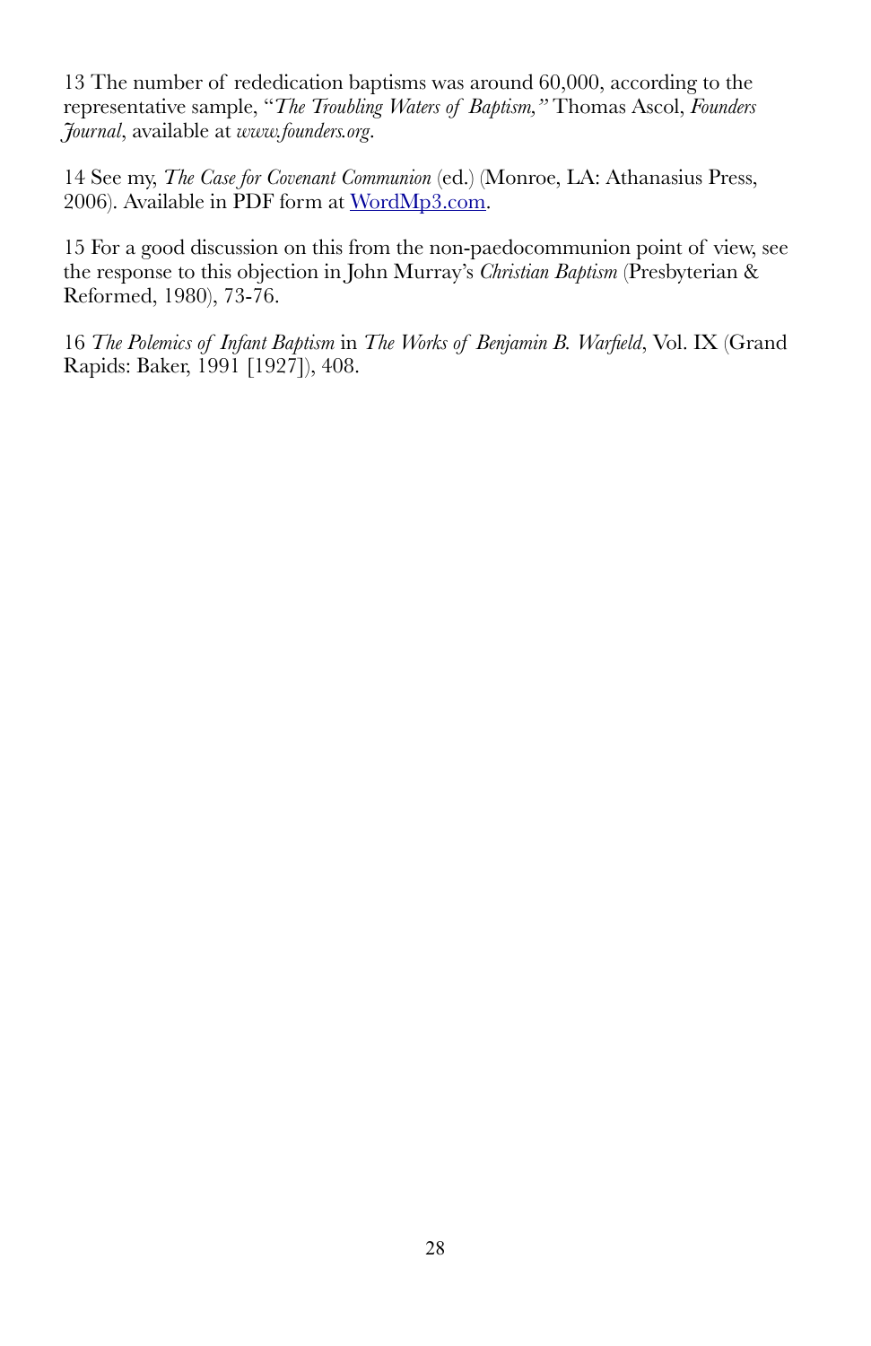13 The number of rededication baptisms was around 60,000, according to the representative sample, "*The Troubling Waters of Baptism,"* Thomas Ascol, *Founders Journal*, available at *www.founders.org*.

14 See my, *The Case for Covenant Communion* (ed.) (Monroe, LA: Athanasius Press, 2006). Available in PDF form at WordMp3.com.

15 For a good discussion on this from the non-paedocommunion point of view, see the response to this objection in John Murray's *Christian Baptism* (Presbyterian & Reformed, 1980), 73-76.

16 *The Polemics of Infant Baptism* in *The Works of Benjamin B. Warfield*, Vol. IX (Grand Rapids: Baker, 1991 [1927]), 408.